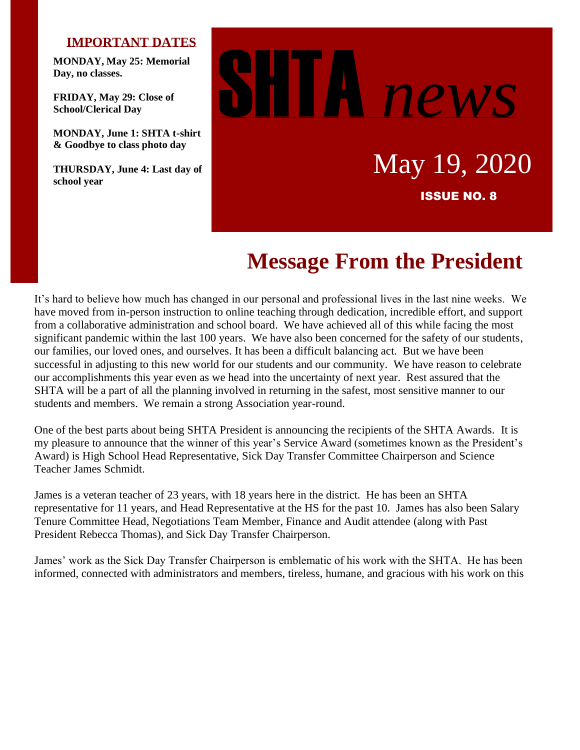# SHTA *news*

May 19, 2020

**ISSUE NO. 8**

## IMPORTANT DATES

**MONDAY, May 25: Memorial Day, no classes.**

**FRIDAY, May 29: Close of School/Clerical Day**

**MONDAY, June 1: SHTA t-shirt & Goodbye to class photo day**

**THURSDAY, June 4: Last day of school year**

# Message From the President

It's hard to believe how much has changed in our personal and professional lives in the last nine weeks. We have moved from in-person instruction to online teaching through dedication, incredible effort, and support from a collaborative administration and school board. We have achieved all of this while facing the most significant pandemic within the last 100 years. We have also been concerned for the safety of our students, our families, our loved ones, and ourselves. It has been a difficult balancing act. But we have been successful in adjusting to this new world for our students and our community. We have reason to celebrate our accomplishments this year even as we head into the uncertainty of next year. Rest assured that the SHTA will be a part of all the planning involved in returning in the safest, most sensitive manner to our students and members. We remain a strong Association year-round.

One of the best parts about being SHTA President is announcing the recipients of the SHTA Awards. It is my pleasure to announce that the winner of this year's Service Award (sometimes known as the President's Award) is High School Head Representative, Sick Day Transfer Committee Chairperson and Science Teacher James Schmidt.

James is a veteran teacher of 23 years, with 18 years here in the district. He has been an SHTA representative for 11 years, and Head Representative at the HS for the past 10. James has also been Salary Tenure Committee Head, Negotiations Team Member, Finance and Audit attendee (along with Past President Rebecca Thomas), and Sick Day Transfer Chairperson.

James' work as the Sick Day Transfer Chairperson is emblematic of his work with the SHTA. He has been informed, connected with administrators and members, tireless, humane, and gracious with his work on this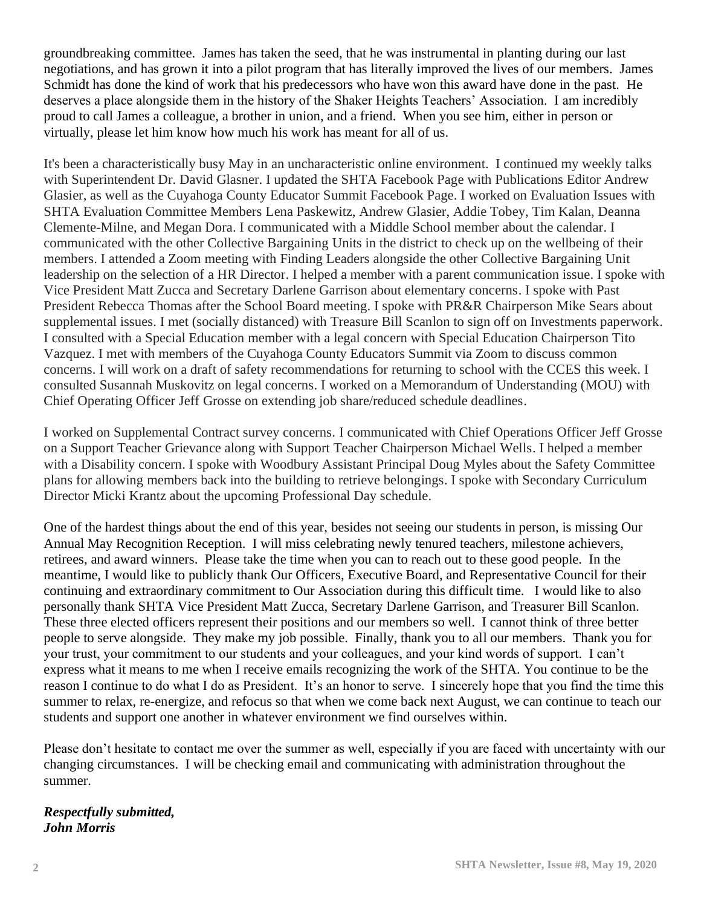groundbreaking committee. James has taken the seed, that he was instrumental in planting during our last negotiations, and has grown it into a pilot program that has literally improved the lives of our members. James Schmidt has done the kind of work that his predecessors who have won this award have done in the past. He deserves a place alongside them in the history of the Shaker Heights Teachers' Association. I am incredibly proud to call James a colleague, a brother in union, and a friend. When you see him, either in person or virtually, please let him know how much his work has meant for all of us.

It's been a characteristically busy May in an uncharacteristic online environment. I continued my weekly talks with Superintendent Dr. David Glasner. I updated the SHTA Facebook Page with Publications Editor Andrew Glasier, as well as the Cuyahoga County Educator Summit Facebook Page. I worked on Evaluation Issues with SHTA Evaluation Committee Members Lena Paskewitz, Andrew Glasier, Addie Tobey, Tim Kalan, Deanna Clemente-Milne, and Megan Dora. I communicated with a Middle School member about the calendar. I communicated with the other Collective Bargaining Units in the district to check up on the wellbeing of their members. I attended a Zoom meeting with Finding Leaders alongside the other Collective Bargaining Unit leadership on the selection of a HR Director. I helped a member with a parent communication issue. I spoke with Vice President Matt Zucca and Secretary Darlene Garrison about elementary concerns. I spoke with Past President Rebecca Thomas after the School Board meeting. I spoke with PR&R Chairperson Mike Sears about supplemental issues. I met (socially distanced) with Treasure Bill Scanlon to sign off on Investments paperwork. I consulted with a Special Education member with a legal concern with Special Education Chairperson Tito Vazquez. I met with members of the Cuyahoga County Educators Summit via Zoom to discuss common concerns. I will work on a draft of safety recommendations for returning to school with the CCES this week. I consulted Susannah Muskovitz on legal concerns. I worked on a Memorandum of Understanding (MOU) with Chief Operating Officer Jeff Grosse on extending job share/reduced schedule deadlines.

I worked on Supplemental Contract survey concerns. I communicated with Chief Operations Officer Jeff Grosse on a Support Teacher Grievance along with Support Teacher Chairperson Michael Wells. I helped a member with a Disability concern. I spoke with Woodbury Assistant Principal Doug Myles about the Safety Committee plans for allowing members back into the building to retrieve belongings. I spoke with Secondary Curriculum Director Micki Krantz about the upcoming Professional Day schedule.

One of the hardest things about the end of this year, besides not seeing our students in person, is missing Our Annual May Recognition Reception. I will miss celebrating newly tenured teachers, milestone achievers, retirees, and award winners. Please take the time when you can to reach out to these good people. In the meantime, I would like to publicly thank Our Officers, Executive Board, and Representative Council for their continuing and extraordinary commitment to Our Association during this difficult time. I would like to also personally thank SHTA Vice President Matt Zucca, Secretary Darlene Garrison, and Treasurer Bill Scanlon. These three elected officers represent their positions and our members so well. I cannot think of three better people to serve alongside. They make my job possible. Finally, thank you to all our members. Thank you for your trust, your commitment to our students and your colleagues, and your kind words of support. I can't express what it means to me when I receive emails recognizing the work of the SHTA. You continue to be the reason I continue to do what I do as President. It's an honor to serve. I sincerely hope that you find the time this summer to relax, re-energize, and refocus so that when we come back next August, we can continue to teach our students and support one another in whatever environment we find ourselves within.

Please don't hesitate to contact me over the summer as well, especially if you are faced with uncertainty with our changing circumstances. I will be checking email and communicating with administration throughout the summer.

***Respectfully submitted,***
***John Morris***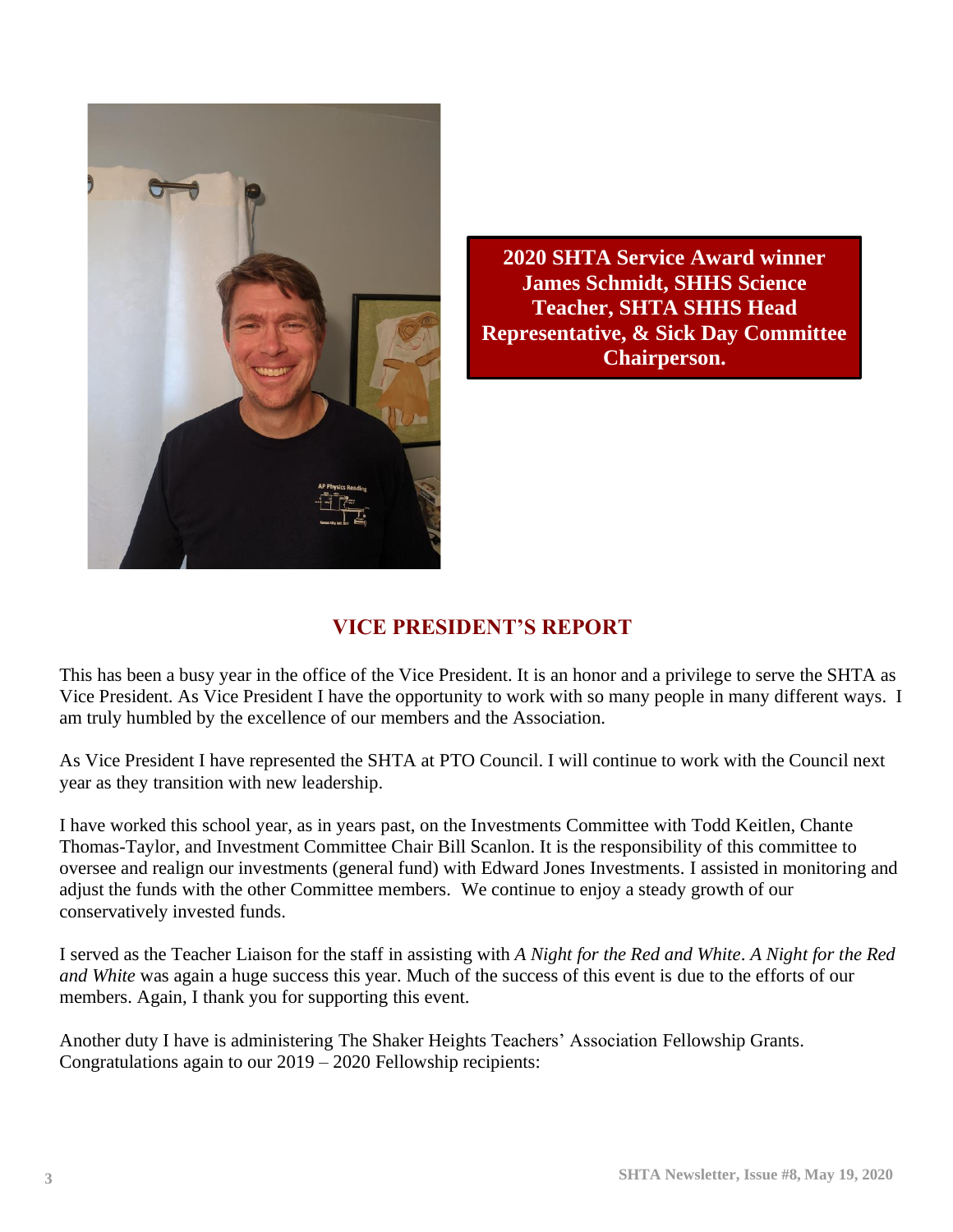**2020 SHTA Service Award winner James Schmidt, SHHS Science Teacher, SHTA SHHS Head Representative, & Sick Day Committee Chairperson.**

## VICE PRESIDENT'S REPORT

This has been a busy year in the office of the Vice President. It is an honor and a privilege to serve the SHTA as Vice President. As Vice President I have the opportunity to work with so many people in many different ways. I am truly humbled by the excellence of our members and the Association.

As Vice President I have represented the SHTA at PTO Council. I will continue to work with the Council next year as they transition with new leadership.

I have worked this school year, as in years past, on the Investments Committee with Todd Keitlen, Chante Thomas-Taylor, and Investment Committee Chair Bill Scanlon. It is the responsibility of this committee to oversee and realign our investments (general fund) with Edward Jones Investments. I assisted in monitoring and adjust the funds with the other Committee members. We continue to enjoy a steady growth of our conservatively invested funds.

I served as the Teacher Liaison for the staff in assisting with *A Night for the Red and White*. *A Night for the Red and White* was again a huge success this year. Much of the success of this event is due to the efforts of our members. Again, I thank you for supporting this event.

Another duty I have is administering The Shaker Heights Teachers' Association Fellowship Grants. Congratulations again to our 2019 – 2020 Fellowship recipients: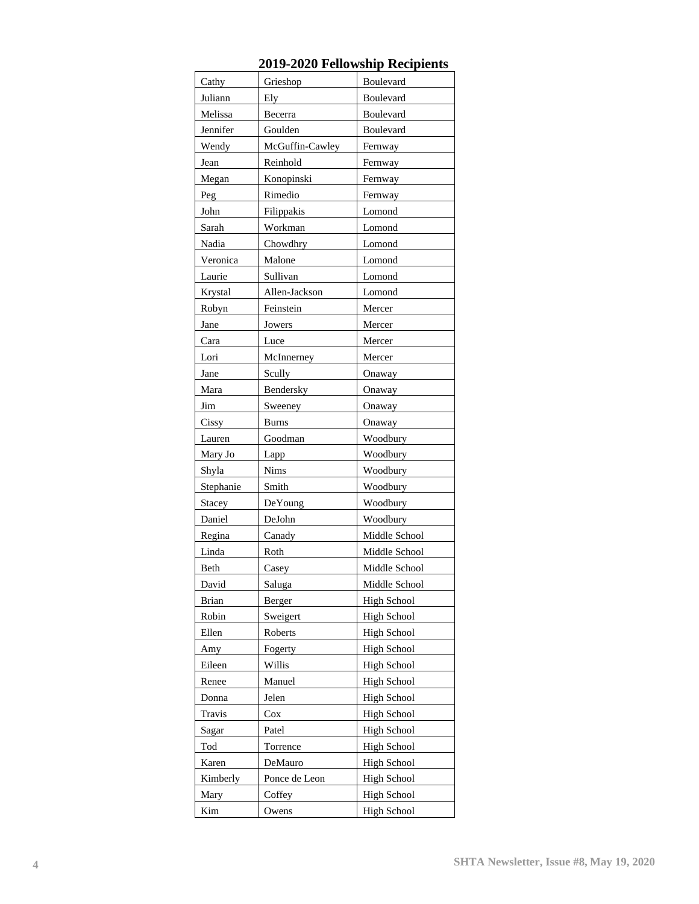## 2019-2020 Fellowship Recipients

| | | |
|---|---|---|
| Cathy | Grieshop | Boulevard |
| Juliann | Ely | Boulevard |
| Melissa | Becerra | Boulevard |
| Jennifer | Goulden | Boulevard |
| Wendy | McGuffin-Cawley | Fernway |
| Jean | Reinhold | Fernway |
| Megan | Konopinski | Fernway |
| Peg | Rimedio | Fernway |
| John | Filippakis | Lomond |
| Sarah | Workman | Lomond |
| Nadia | Chowdhry | Lomond |
| Veronica | Malone | Lomond |
| Laurie | Sullivan | Lomond |
| Krystal | Allen-Jackson | Lomond |
| Robyn | Feinstein | Mercer |
| Jane | Jowers | Mercer |
| Cara | Luce | Mercer |
| Lori | McInnerney | Mercer |
| Jane | Scully | Onaway |
| Mara | Bendersky | Onaway |
| Jim | Sweeney | Onaway |
| Cissy | Burns | Onaway |
| Lauren | Goodman | Woodbury |
| Mary Jo | Lapp | Woodbury |
| Shyla | Nims | Woodbury |
| Stephanie | Smith | Woodbury |
| Stacey | DeYoung | Woodbury |
| Daniel | DeJohn | Woodbury |
| Regina | Canady | Middle School |
| Linda | Roth | Middle School |
| Beth | Casey | Middle School |
| David | Saluga | Middle School |
| Brian | Berger | High School |
| Robin | Sweigert | High School |
| Ellen | Roberts | High School |
| Amy | Fogerty | High School |
| Eileen | Willis | High School |
| Renee | Manuel | High School |
| Donna | Jelen | High School |
| Travis | Cox | High School |
| Sagar | Patel | High School |
| Tod | Torrence | High School |
| Karen | DeMauro | High School |
| Kimberly | Ponce de Leon | High School |
| Mary | Coffey | High School |
| Kim | Owens | High School |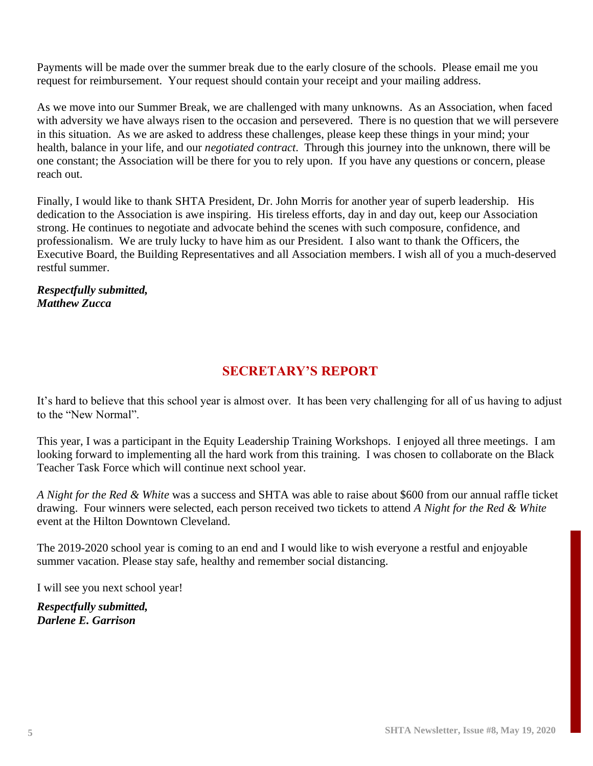Payments will be made over the summer break due to the early closure of the schools. Please email me you request for reimbursement. Your request should contain your receipt and your mailing address.

As we move into our Summer Break, we are challenged with many unknowns. As an Association, when faced with adversity we have always risen to the occasion and persevered. There is no question that we will persevere in this situation. As we are asked to address these challenges, please keep these things in your mind; your health, balance in your life, and our *negotiated contract*. Through this journey into the unknown, there will be one constant; the Association will be there for you to rely upon. If you have any questions or concern, please reach out.

Finally, I would like to thank SHTA President, Dr. John Morris for another year of superb leadership. His dedication to the Association is awe inspiring. His tireless efforts, day in and day out, keep our Association strong. He continues to negotiate and advocate behind the scenes with such composure, confidence, and professionalism. We are truly lucky to have him as our President. I also want to thank the Officers, the Executive Board, the Building Representatives and all Association members. I wish all of you a much-deserved restful summer.

***Respectfully submitted,***
***Matthew Zucca***

## SECRETARY'S REPORT

It's hard to believe that this school year is almost over. It has been very challenging for all of us having to adjust to the "New Normal".

This year, I was a participant in the Equity Leadership Training Workshops. I enjoyed all three meetings. I am looking forward to implementing all the hard work from this training. I was chosen to collaborate on the Black Teacher Task Force which will continue next school year.

*A Night for the Red & White* was a success and SHTA was able to raise about $600 from our annual raffle ticket drawing. Four winners were selected, each person received two tickets to attend *A Night for the Red & White* event at the Hilton Downtown Cleveland.

The 2019-2020 school year is coming to an end and I would like to wish everyone a restful and enjoyable summer vacation. Please stay safe, healthy and remember social distancing.

I will see you next school year!

***Respectfully submitted,***
***Darlene E. Garrison***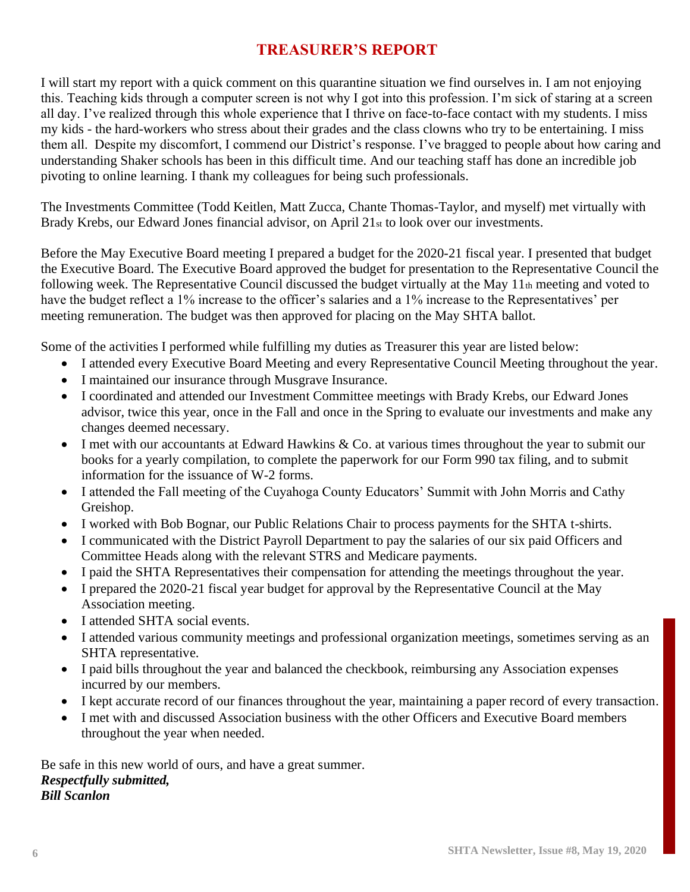## TREASURER'S REPORT

I will start my report with a quick comment on this quarantine situation we find ourselves in. I am not enjoying this. Teaching kids through a computer screen is not why I got into this profession. I'm sick of staring at a screen all day. I've realized through this whole experience that I thrive on face-to-face contact with my students. I miss my kids - the hard-workers who stress about their grades and the class clowns who try to be entertaining. I miss them all. Despite my discomfort, I commend our District's response. I've bragged to people about how caring and understanding Shaker schools has been in this difficult time. And our teaching staff has done an incredible job pivoting to online learning. I thank my colleagues for being such professionals.

The Investments Committee (Todd Keitlen, Matt Zucca, Chante Thomas-Taylor, and myself) met virtually with Brady Krebs, our Edward Jones financial advisor, on April 21st to look over our investments.

Before the May Executive Board meeting I prepared a budget for the 2020-21 fiscal year. I presented that budget the Executive Board. The Executive Board approved the budget for presentation to the Representative Council the following week. The Representative Council discussed the budget virtually at the May 11th meeting and voted to have the budget reflect a 1% increase to the officer's salaries and a 1% increase to the Representatives' per meeting remuneration. The budget was then approved for placing on the May SHTA ballot.

Some of the activities I performed while fulfilling my duties as Treasurer this year are listed below:

- I attended every Executive Board Meeting and every Representative Council Meeting throughout the year.
- I maintained our insurance through Musgrave Insurance.
- I coordinated and attended our Investment Committee meetings with Brady Krebs, our Edward Jones advisor, twice this year, once in the Fall and once in the Spring to evaluate our investments and make any changes deemed necessary.
- I met with our accountants at Edward Hawkins & Co. at various times throughout the year to submit our books for a yearly compilation, to complete the paperwork for our Form 990 tax filing, and to submit information for the issuance of W-2 forms.
- I attended the Fall meeting of the Cuyahoga County Educators' Summit with John Morris and Cathy Greishop.
- I worked with Bob Bognar, our Public Relations Chair to process payments for the SHTA t-shirts.
- I communicated with the District Payroll Department to pay the salaries of our six paid Officers and Committee Heads along with the relevant STRS and Medicare payments.
- I paid the SHTA Representatives their compensation for attending the meetings throughout the year.
- I prepared the 2020-21 fiscal year budget for approval by the Representative Council at the May Association meeting.
- I attended SHTA social events.
- I attended various community meetings and professional organization meetings, sometimes serving as an SHTA representative.
- I paid bills throughout the year and balanced the checkbook, reimbursing any Association expenses incurred by our members.
- I kept accurate record of our finances throughout the year, maintaining a paper record of every transaction.
- I met with and discussed Association business with the other Officers and Executive Board members throughout the year when needed.

Be safe in this new world of ours, and have a great summer.
***Respectfully submitted,***
***Bill Scanlon***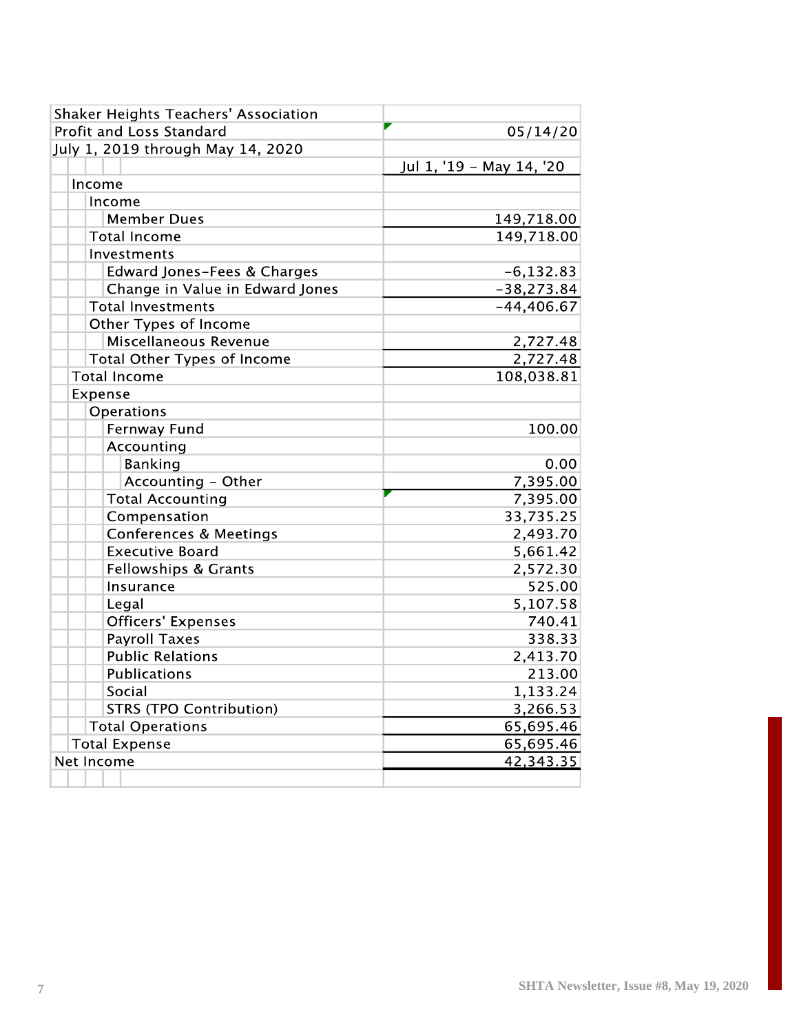| Shaker Heights Teachers' Association | |
|---|---|
| Profit and Loss Standard | 05/14/20 |
| July 1, 2019 through May 14, 2020 | |
| | Jul 1, '19 - May 14, '20 |
| Income | |
| Income | |
| Member Dues | 149,718.00 |
| Total Income | 149,718.00 |
| Investments | |
| Edward Jones-Fees & Charges | -6,132.83 |
| Change in Value in Edward Jones | -38,273.84 |
| Total Investments | -44,406.67 |
| Other Types of Income | |
| Miscellaneous Revenue | 2,727.48 |
| Total Other Types of Income | 2,727.48 |
| Total Income | 108,038.81 |
| Expense | |
| Operations | |
| Fernway Fund | 100.00 |
| Accounting | |
| Banking | 0.00 |
| Accounting - Other | 7,395.00 |
| Total Accounting | 7,395.00 |
| Compensation | 33,735.25 |
| Conferences & Meetings | 2,493.70 |
| Executive Board | 5,661.42 |
| Fellowships & Grants | 2,572.30 |
| Insurance | 525.00 |
| Legal | 5,107.58 |
| Officers' Expenses | 740.41 |
| Payroll Taxes | 338.33 |
| Public Relations | 2,413.70 |
| Publications | 213.00 |
| Social | 1,133.24 |
| STRS (TPO Contribution) | 3,266.53 |
| Total Operations | 65,695.46 |
| Total Expense | 65,695.46 |
| Net Income | 42,343.35 |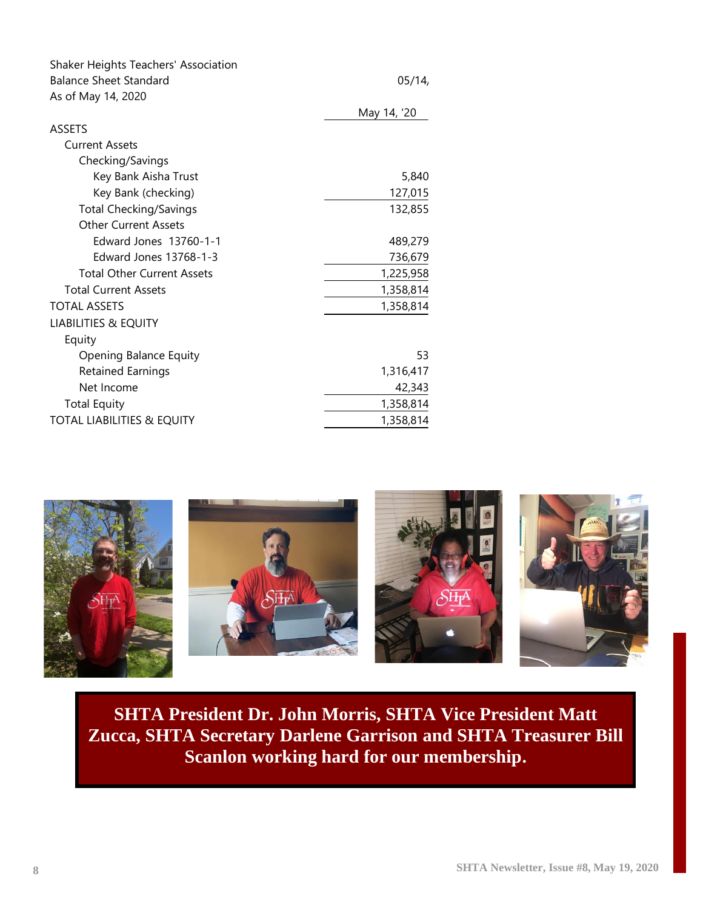Shaker Heights Teachers' Association
Balance Sheet Standard
As of May 14, 2020

05/14,

| | May 14, '20 |
|---|---|
| ASSETS | |
| Current Assets | |
| Checking/Savings | |
| Key Bank Aisha Trust | 5,840 |
| Key Bank (checking) | 127,015 |
| Total Checking/Savings | 132,855 |
| Other Current Assets | |
| Edward Jones 13760-1-1 | 489,279 |
| Edward Jones 13768-1-3 | 736,679 |
| Total Other Current Assets | 1,225,958 |
| Total Current Assets | 1,358,814 |
| TOTAL ASSETS | 1,358,814 |
| LIABILITIES & EQUITY | |
| Equity | |
| Opening Balance Equity | 53 |
| Retained Earnings | 1,316,417 |
| Net Income | 42,343 |
| Total Equity | 1,358,814 |
| TOTAL LIABILITIES & EQUITY | 1,358,814 |

**SHTA President Dr. John Morris, SHTA Vice President Matt Zucca, SHTA Secretary Darlene Garrison and SHTA Treasurer Bill Scanlon working hard for our membership.**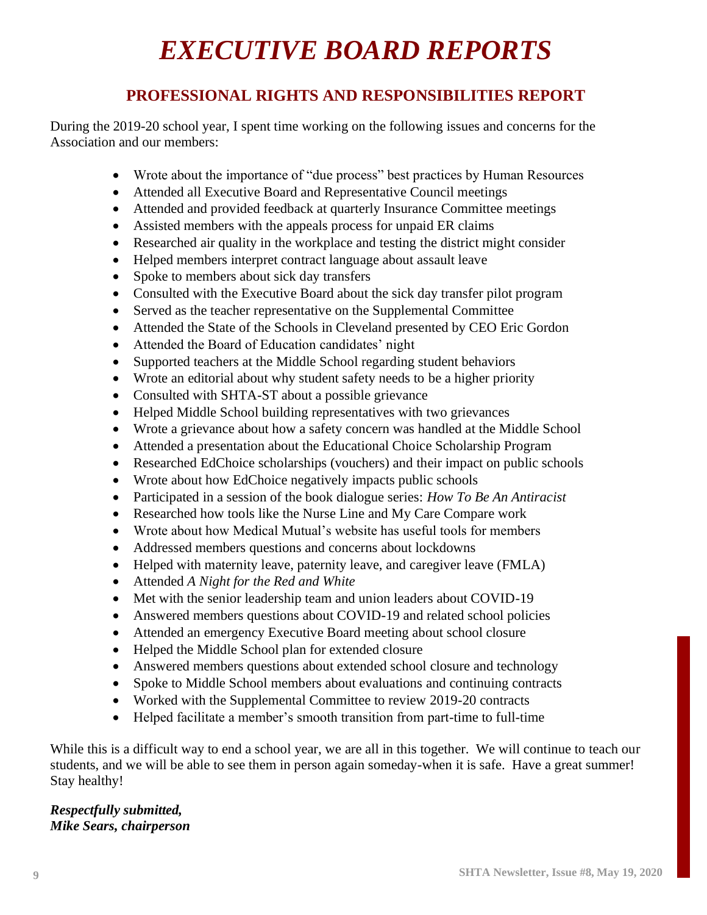# EXECUTIVE BOARD REPORTS

## PROFESSIONAL RIGHTS AND RESPONSIBILITIES REPORT

During the 2019-20 school year, I spent time working on the following issues and concerns for the Association and our members:

- Wrote about the importance of "due process" best practices by Human Resources
- Attended all Executive Board and Representative Council meetings
- Attended and provided feedback at quarterly Insurance Committee meetings
- Assisted members with the appeals process for unpaid ER claims
- Researched air quality in the workplace and testing the district might consider
- Helped members interpret contract language about assault leave
- Spoke to members about sick day transfers
- Consulted with the Executive Board about the sick day transfer pilot program
- Served as the teacher representative on the Supplemental Committee
- Attended the State of the Schools in Cleveland presented by CEO Eric Gordon
- Attended the Board of Education candidates' night
- Supported teachers at the Middle School regarding student behaviors
- Wrote an editorial about why student safety needs to be a higher priority
- Consulted with SHTA-ST about a possible grievance
- Helped Middle School building representatives with two grievances
- Wrote a grievance about how a safety concern was handled at the Middle School
- Attended a presentation about the Educational Choice Scholarship Program
- Researched EdChoice scholarships (vouchers) and their impact on public schools
- Wrote about how EdChoice negatively impacts public schools
- Participated in a session of the book dialogue series: *How To Be An Antiracist*
- Researched how tools like the Nurse Line and My Care Compare work
- Wrote about how Medical Mutual's website has useful tools for members
- Addressed members questions and concerns about lockdowns
- Helped with maternity leave, paternity leave, and caregiver leave (FMLA)
- Attended *A Night for the Red and White*
- Met with the senior leadership team and union leaders about COVID-19
- Answered members questions about COVID-19 and related school policies
- Attended an emergency Executive Board meeting about school closure
- Helped the Middle School plan for extended closure
- Answered members questions about extended school closure and technology
- Spoke to Middle School members about evaluations and continuing contracts
- Worked with the Supplemental Committee to review 2019-20 contracts
- Helped facilitate a member's smooth transition from part-time to full-time

While this is a difficult way to end a school year, we are all in this together. We will continue to teach our students, and we will be able to see them in person again someday-when it is safe. Have a great summer! Stay healthy!

***Respectfully submitted,***
***Mike Sears, chairperson***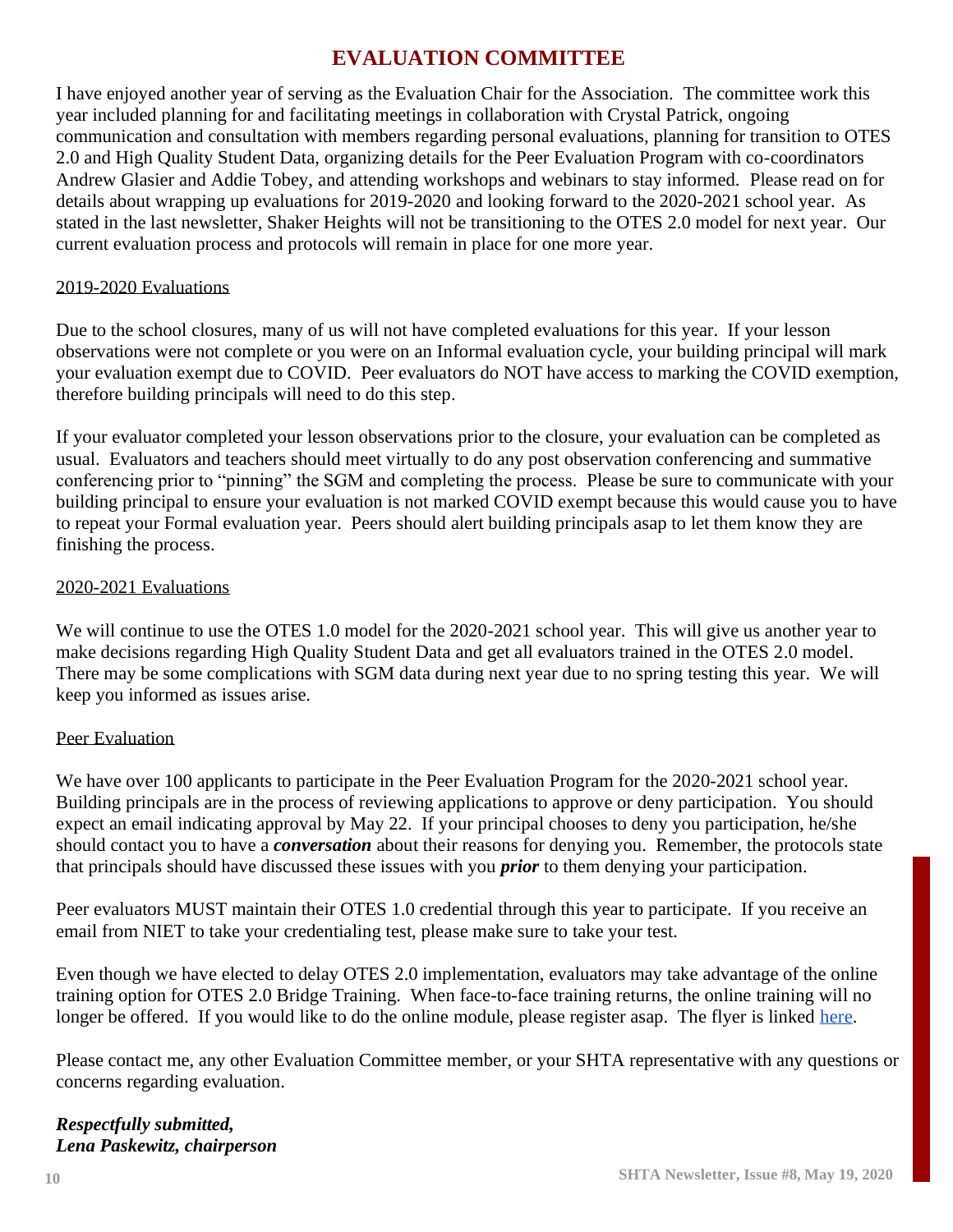# EVALUATION COMMITTEE

I have enjoyed another year of serving as the Evaluation Chair for the Association. The committee work this year included planning for and facilitating meetings in collaboration with Crystal Patrick, ongoing communication and consultation with members regarding personal evaluations, planning for transition to OTES 2.0 and High Quality Student Data, organizing details for the Peer Evaluation Program with co-coordinators Andrew Glasier and Addie Tobey, and attending workshops and webinars to stay informed. Please read on for details about wrapping up evaluations for 2019-2020 and looking forward to the 2020-2021 school year. As stated in the last newsletter, Shaker Heights will not be transitioning to the OTES 2.0 model for next year. Our current evaluation process and protocols will remain in place for one more year.

## 2019-2020 Evaluations

Due to the school closures, many of us will not have completed evaluations for this year. If your lesson observations were not complete or you were on an Informal evaluation cycle, your building principal will mark your evaluation exempt due to COVID. Peer evaluators do NOT have access to marking the COVID exemption, therefore building principals will need to do this step.

If your evaluator completed your lesson observations prior to the closure, your evaluation can be completed as usual. Evaluators and teachers should meet virtually to do any post observation conferencing and summative conferencing prior to "pinning" the SGM and completing the process. Please be sure to communicate with your building principal to ensure your evaluation is not marked COVID exempt because this would cause you to have to repeat your Formal evaluation year. Peers should alert building principals asap to let them know they are finishing the process.

## 2020-2021 Evaluations

We will continue to use the OTES 1.0 model for the 2020-2021 school year. This will give us another year to make decisions regarding High Quality Student Data and get all evaluators trained in the OTES 2.0 model. There may be some complications with SGM data during next year due to no spring testing this year. We will keep you informed as issues arise.

## Peer Evaluation

We have over 100 applicants to participate in the Peer Evaluation Program for the 2020-2021 school year. Building principals are in the process of reviewing applications to approve or deny participation. You should expect an email indicating approval by May 22. If your principal chooses to deny you participation, he/she should contact you to have a ***conversation*** about their reasons for denying you. Remember, the protocols state that principals should have discussed these issues with you ***prior*** to them denying your participation.

Peer evaluators MUST maintain their OTES 1.0 credential through this year to participate. If you receive an email from NIET to take your credentialing test, please make sure to take your test.

Even though we have elected to delay OTES 2.0 implementation, evaluators may take advantage of the online training option for OTES 2.0 Bridge Training. When face-to-face training returns, the online training will no longer be offered. If you would like to do the online module, please register asap. The flyer is linked here.

Please contact me, any other Evaluation Committee member, or your SHTA representative with any questions or concerns regarding evaluation.

***Respectfully submitted,***
***Lena Paskewitz, chairperson***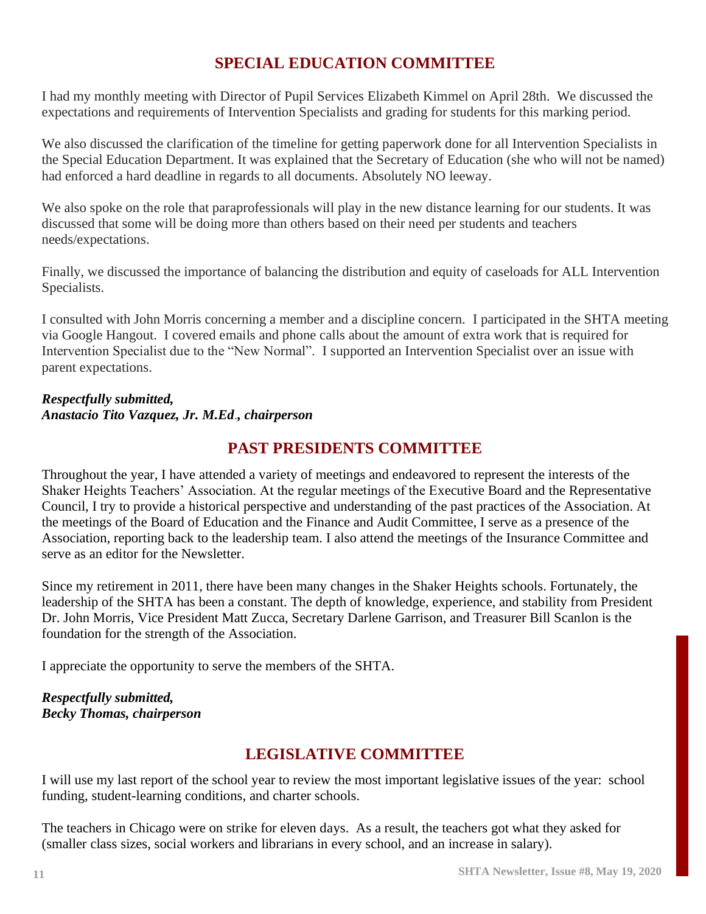## SPECIAL EDUCATION COMMITTEE

I had my monthly meeting with Director of Pupil Services Elizabeth Kimmel on April 28th. We discussed the expectations and requirements of Intervention Specialists and grading for students for this marking period.

We also discussed the clarification of the timeline for getting paperwork done for all Intervention Specialists in the Special Education Department. It was explained that the Secretary of Education (she who will not be named) had enforced a hard deadline in regards to all documents. Absolutely NO leeway.

We also spoke on the role that paraprofessionals will play in the new distance learning for our students. It was discussed that some will be doing more than others based on their need per students and teachers needs/expectations.

Finally, we discussed the importance of balancing the distribution and equity of caseloads for ALL Intervention Specialists.

I consulted with John Morris concerning a member and a discipline concern. I participated in the SHTA meeting via Google Hangout. I covered emails and phone calls about the amount of extra work that is required for Intervention Specialist due to the "New Normal". I supported an Intervention Specialist over an issue with parent expectations.

***Respectfully submitted,***
***Anastacio Tito Vazquez, Jr. M.Ed., chairperson***

## PAST PRESIDENTS COMMITTEE

Throughout the year, I have attended a variety of meetings and endeavored to represent the interests of the Shaker Heights Teachers' Association. At the regular meetings of the Executive Board and the Representative Council, I try to provide a historical perspective and understanding of the past practices of the Association. At the meetings of the Board of Education and the Finance and Audit Committee, I serve as a presence of the Association, reporting back to the leadership team. I also attend the meetings of the Insurance Committee and serve as an editor for the Newsletter.

Since my retirement in 2011, there have been many changes in the Shaker Heights schools. Fortunately, the leadership of the SHTA has been a constant. The depth of knowledge, experience, and stability from President Dr. John Morris, Vice President Matt Zucca, Secretary Darlene Garrison, and Treasurer Bill Scanlon is the foundation for the strength of the Association.

I appreciate the opportunity to serve the members of the SHTA.

***Respectfully submitted,***
***Becky Thomas, chairperson***

## LEGISLATIVE COMMITTEE

I will use my last report of the school year to review the most important legislative issues of the year: school funding, student-learning conditions, and charter schools.

The teachers in Chicago were on strike for eleven days. As a result, the teachers got what they asked for (smaller class sizes, social workers and librarians in every school, and an increase in salary).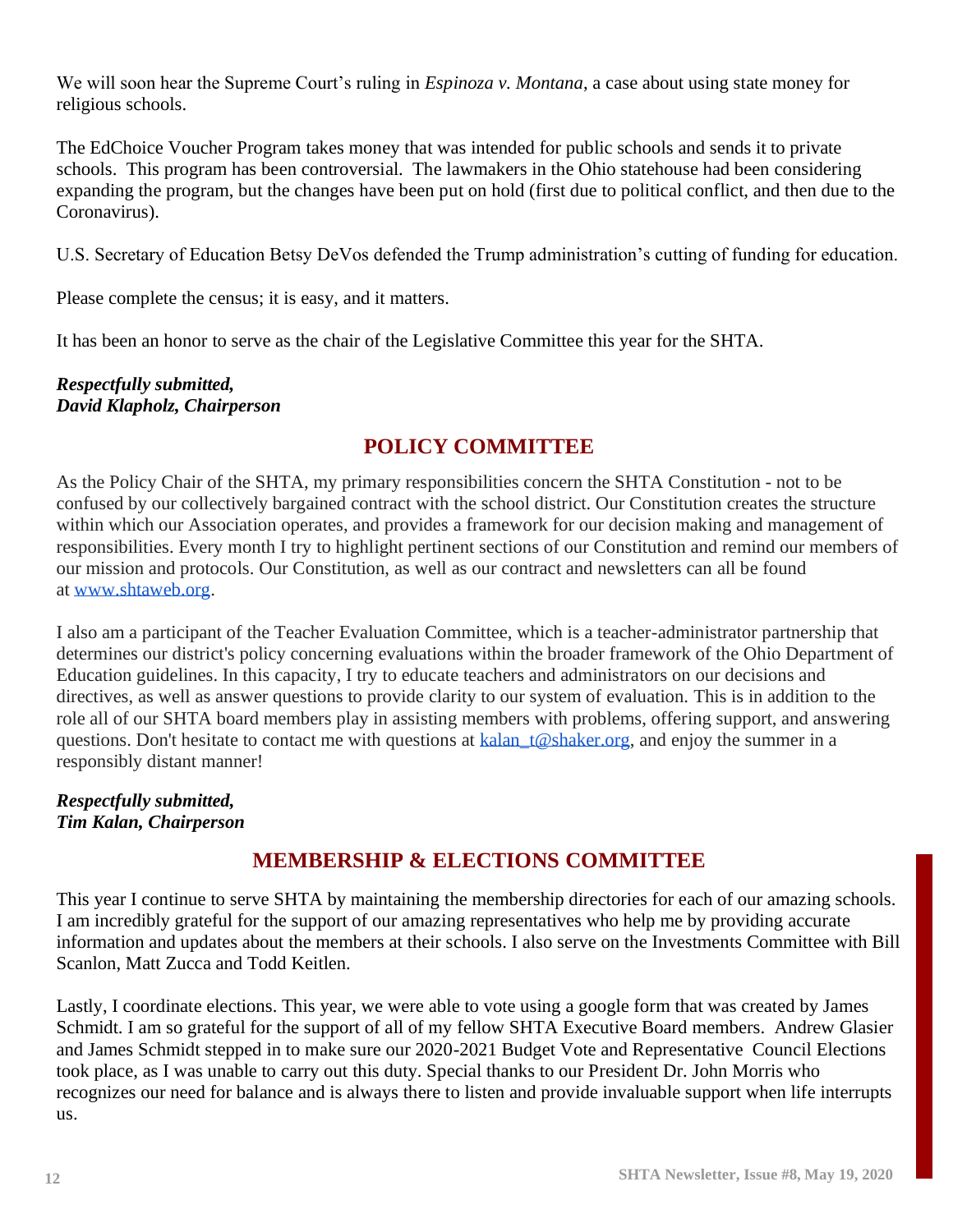We will soon hear the Supreme Court's ruling in *Espinoza v. Montana*, a case about using state money for religious schools.

The EdChoice Voucher Program takes money that was intended for public schools and sends it to private schools. This program has been controversial. The lawmakers in the Ohio statehouse had been considering expanding the program, but the changes have been put on hold (first due to political conflict, and then due to the Coronavirus).

U.S. Secretary of Education Betsy DeVos defended the Trump administration's cutting of funding for education.

Please complete the census; it is easy, and it matters.

It has been an honor to serve as the chair of the Legislative Committee this year for the SHTA.

***Respectfully submitted,***
***David Klapholz, Chairperson***

## POLICY COMMITTEE

As the Policy Chair of the SHTA, my primary responsibilities concern the SHTA Constitution - not to be confused by our collectively bargained contract with the school district. Our Constitution creates the structure within which our Association operates, and provides a framework for our decision making and management of responsibilities. Every month I try to highlight pertinent sections of our Constitution and remind our members of our mission and protocols. Our Constitution, as well as our contract and newsletters can all be found at [www.shtaweb.org](http://www.shtaweb.org).

I also am a participant of the Teacher Evaluation Committee, which is a teacher-administrator partnership that determines our district's policy concerning evaluations within the broader framework of the Ohio Department of Education guidelines. In this capacity, I try to educate teachers and administrators on our decisions and directives, as well as answer questions to provide clarity to our system of evaluation. This is in addition to the role all of our SHTA board members play in assisting members with problems, offering support, and answering questions. Don't hesitate to contact me with questions at [kalan_t@shaker.org](mailto:kalan_t@shaker.org), and enjoy the summer in a responsibly distant manner!

***Respectfully submitted,***
***Tim Kalan, Chairperson***

## MEMBERSHIP & ELECTIONS COMMITTEE

This year I continue to serve SHTA by maintaining the membership directories for each of our amazing schools. I am incredibly grateful for the support of our amazing representatives who help me by providing accurate information and updates about the members at their schools. I also serve on the Investments Committee with Bill Scanlon, Matt Zucca and Todd Keitlen.

Lastly, I coordinate elections. This year, we were able to vote using a google form that was created by James Schmidt. I am so grateful for the support of all of my fellow SHTA Executive Board members. Andrew Glasier and James Schmidt stepped in to make sure our 2020-2021 Budget Vote and Representative Council Elections took place, as I was unable to carry out this duty. Special thanks to our President Dr. John Morris who recognizes our need for balance and is always there to listen and provide invaluable support when life interrupts us.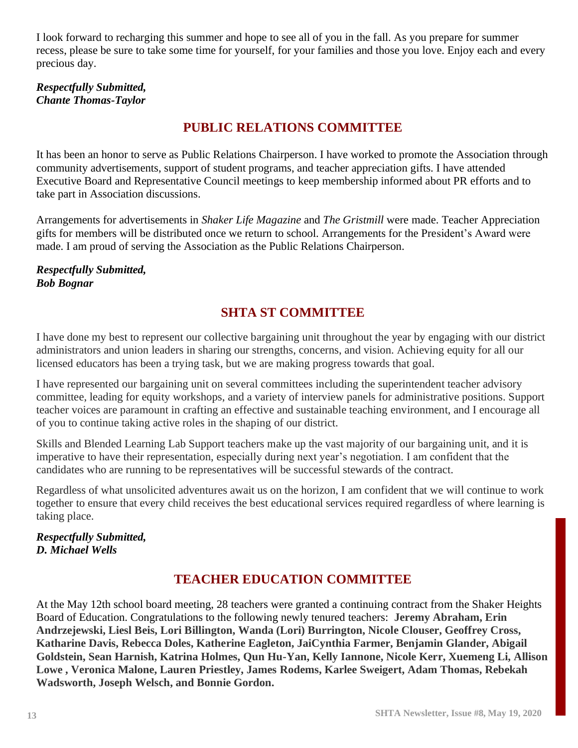I look forward to recharging this summer and hope to see all of you in the fall. As you prepare for summer recess, please be sure to take some time for yourself, for your families and those you love. Enjoy each and every precious day.

***Respectfully Submitted,***
***Chante Thomas-Taylor***

## PUBLIC RELATIONS COMMITTEE

It has been an honor to serve as Public Relations Chairperson. I have worked to promote the Association through community advertisements, support of student programs, and teacher appreciation gifts. I have attended Executive Board and Representative Council meetings to keep membership informed about PR efforts and to take part in Association discussions.

Arrangements for advertisements in *Shaker Life Magazine* and *The Gristmill* were made. Teacher Appreciation gifts for members will be distributed once we return to school. Arrangements for the President's Award were made. I am proud of serving the Association as the Public Relations Chairperson.

***Respectfully Submitted,***
***Bob Bognar***

## SHTA ST COMMITTEE

I have done my best to represent our collective bargaining unit throughout the year by engaging with our district administrators and union leaders in sharing our strengths, concerns, and vision. Achieving equity for all our licensed educators has been a trying task, but we are making progress towards that goal.

I have represented our bargaining unit on several committees including the superintendent teacher advisory committee, leading for equity workshops, and a variety of interview panels for administrative positions. Support teacher voices are paramount in crafting an effective and sustainable teaching environment, and I encourage all of you to continue taking active roles in the shaping of our district.

Skills and Blended Learning Lab Support teachers make up the vast majority of our bargaining unit, and it is imperative to have their representation, especially during next year's negotiation. I am confident that the candidates who are running to be representatives will be successful stewards of the contract.

Regardless of what unsolicited adventures await us on the horizon, I am confident that we will continue to work together to ensure that every child receives the best educational services required regardless of where learning is taking place.

***Respectfully Submitted,***
***D. Michael Wells***

## TEACHER EDUCATION COMMITTEE

At the May 12th school board meeting, 28 teachers were granted a continuing contract from the Shaker Heights Board of Education. Congratulations to the following newly tenured teachers: **Jeremy Abraham, Erin Andrzejewski, Liesl Beis, Lori Billington, Wanda (Lori) Burrington, Nicole Clouser, Geoffrey Cross, Katharine Davis, Rebecca Doles, Katherine Eagleton, JaiCynthia Farmer, Benjamin Glander, Abigail Goldstein, Sean Harnish, Katrina Holmes, Qun Hu-Yan, Kelly Iannone, Nicole Kerr, Xuemeng Li, Allison Lowe , Veronica Malone, Lauren Priestley, James Rodems, Karlee Sweigert, Adam Thomas, Rebekah Wadsworth, Joseph Welsch, and Bonnie Gordon.**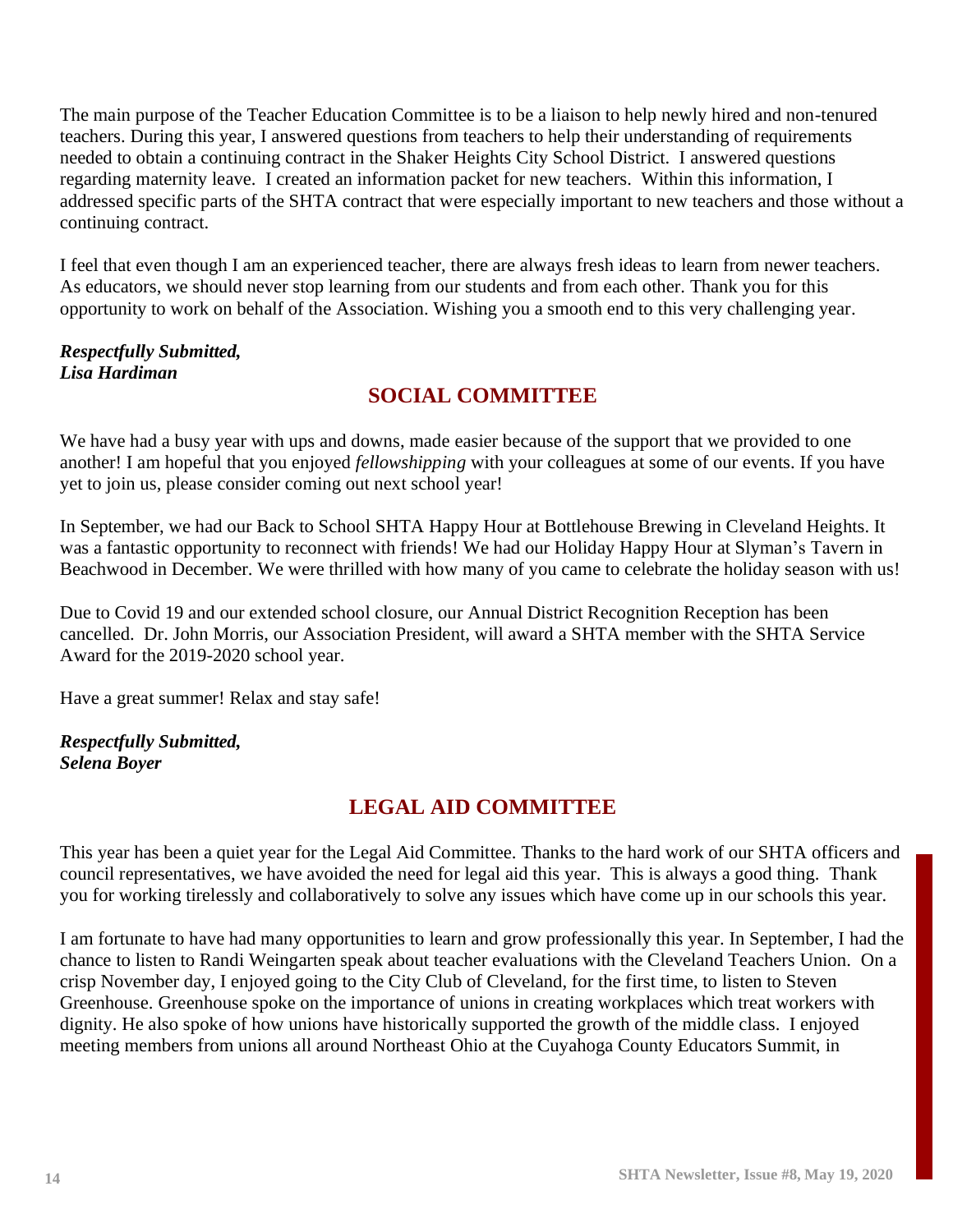The main purpose of the Teacher Education Committee is to be a liaison to help newly hired and non-tenured teachers. During this year, I answered questions from teachers to help their understanding of requirements needed to obtain a continuing contract in the Shaker Heights City School District. I answered questions regarding maternity leave. I created an information packet for new teachers. Within this information, I addressed specific parts of the SHTA contract that were especially important to new teachers and those without a continuing contract.

I feel that even though I am an experienced teacher, there are always fresh ideas to learn from newer teachers. As educators, we should never stop learning from our students and from each other. Thank you for this opportunity to work on behalf of the Association. Wishing you a smooth end to this very challenging year.

***Respectfully Submitted,***
***Lisa Hardiman***

## SOCIAL COMMITTEE

We have had a busy year with ups and downs, made easier because of the support that we provided to one another! I am hopeful that you enjoyed *fellowshipping* with your colleagues at some of our events. If you have yet to join us, please consider coming out next school year!

In September, we had our Back to School SHTA Happy Hour at Bottlehouse Brewing in Cleveland Heights. It was a fantastic opportunity to reconnect with friends! We had our Holiday Happy Hour at Slyman's Tavern in Beachwood in December. We were thrilled with how many of you came to celebrate the holiday season with us!

Due to Covid 19 and our extended school closure, our Annual District Recognition Reception has been cancelled. Dr. John Morris, our Association President, will award a SHTA member with the SHTA Service Award for the 2019-2020 school year.

Have a great summer! Relax and stay safe!

***Respectfully Submitted,***
***Selena Boyer***

## LEGAL AID COMMITTEE

This year has been a quiet year for the Legal Aid Committee. Thanks to the hard work of our SHTA officers and council representatives, we have avoided the need for legal aid this year. This is always a good thing. Thank you for working tirelessly and collaboratively to solve any issues which have come up in our schools this year.

I am fortunate to have had many opportunities to learn and grow professionally this year. In September, I had the chance to listen to Randi Weingarten speak about teacher evaluations with the Cleveland Teachers Union. On a crisp November day, I enjoyed going to the City Club of Cleveland, for the first time, to listen to Steven Greenhouse. Greenhouse spoke on the importance of unions in creating workplaces which treat workers with dignity. He also spoke of how unions have historically supported the growth of the middle class. I enjoyed meeting members from unions all around Northeast Ohio at the Cuyahoga County Educators Summit, in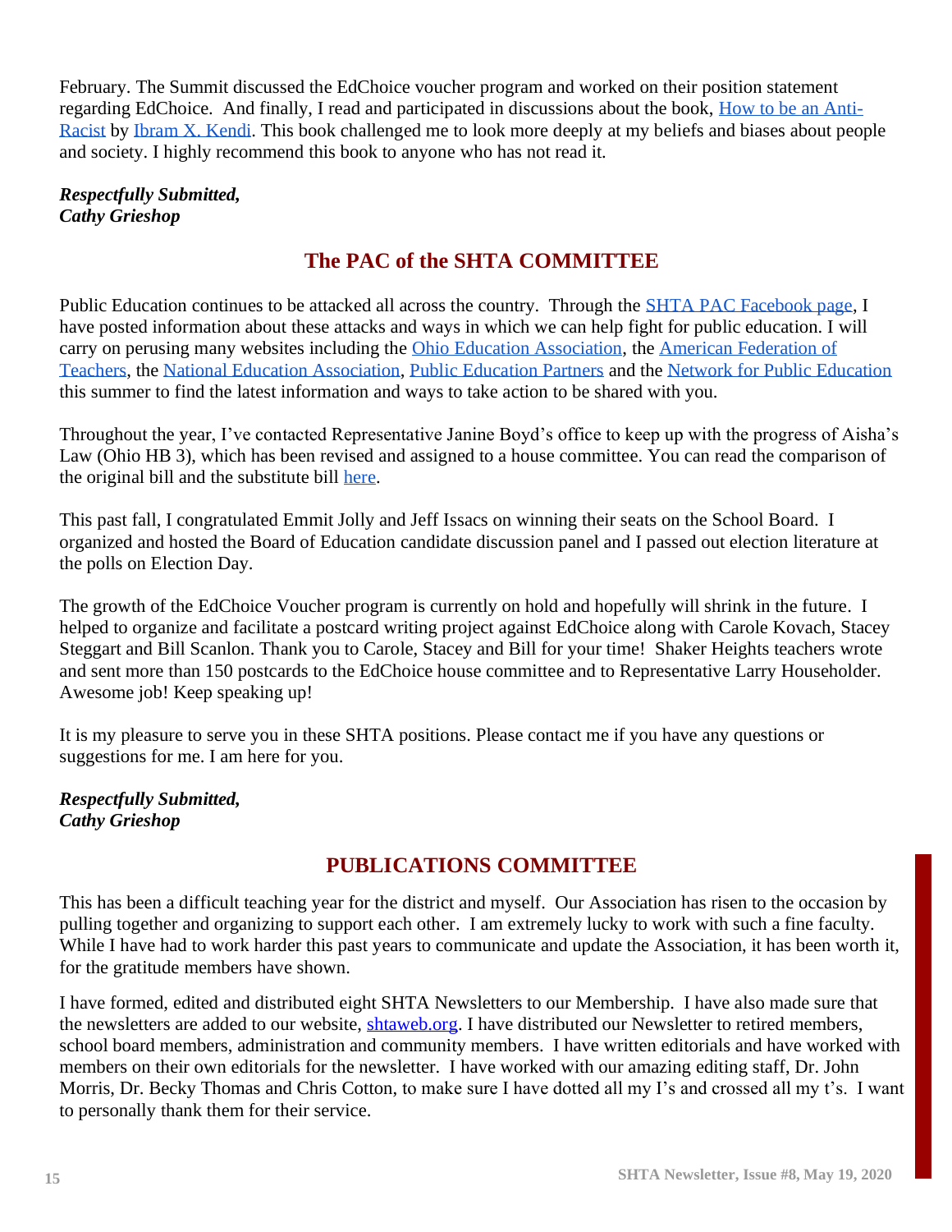February. The Summit discussed the EdChoice voucher program and worked on their position statement regarding EdChoice. And finally, I read and participated in discussions about the book, How to be an Anti-Racist by Ibram X. Kendi. This book challenged me to look more deeply at my beliefs and biases about people and society. I highly recommend this book to anyone who has not read it.

***Respectfully Submitted,***
***Cathy Grieshop***

## The PAC of the SHTA COMMITTEE

Public Education continues to be attacked all across the country. Through the SHTA PAC Facebook page, I have posted information about these attacks and ways in which we can help fight for public education. I will carry on perusing many websites including the Ohio Education Association, the American Federation of Teachers, the National Education Association, Public Education Partners and the Network for Public Education this summer to find the latest information and ways to take action to be shared with you.

Throughout the year, I've contacted Representative Janine Boyd's office to keep up with the progress of Aisha's Law (Ohio HB 3), which has been revised and assigned to a house committee. You can read the comparison of the original bill and the substitute bill here.

This past fall, I congratulated Emmit Jolly and Jeff Issacs on winning their seats on the School Board. I organized and hosted the Board of Education candidate discussion panel and I passed out election literature at the polls on Election Day.

The growth of the EdChoice Voucher program is currently on hold and hopefully will shrink in the future. I helped to organize and facilitate a postcard writing project against EdChoice along with Carole Kovach, Stacey Steggart and Bill Scanlon. Thank you to Carole, Stacey and Bill for your time! Shaker Heights teachers wrote and sent more than 150 postcards to the EdChoice house committee and to Representative Larry Householder. Awesome job! Keep speaking up!

It is my pleasure to serve you in these SHTA positions. Please contact me if you have any questions or suggestions for me. I am here for you.

***Respectfully Submitted,***
***Cathy Grieshop***

## PUBLICATIONS COMMITTEE

This has been a difficult teaching year for the district and myself. Our Association has risen to the occasion by pulling together and organizing to support each other. I am extremely lucky to work with such a fine faculty. While I have had to work harder this past years to communicate and update the Association, it has been worth it, for the gratitude members have shown.

I have formed, edited and distributed eight SHTA Newsletters to our Membership. I have also made sure that the newsletters are added to our website, shtaweb.org. I have distributed our Newsletter to retired members, school board members, administration and community members. I have written editorials and have worked with members on their own editorials for the newsletter. I have worked with our amazing editing staff, Dr. John Morris, Dr. Becky Thomas and Chris Cotton, to make sure I have dotted all my I's and crossed all my t's. I want to personally thank them for their service.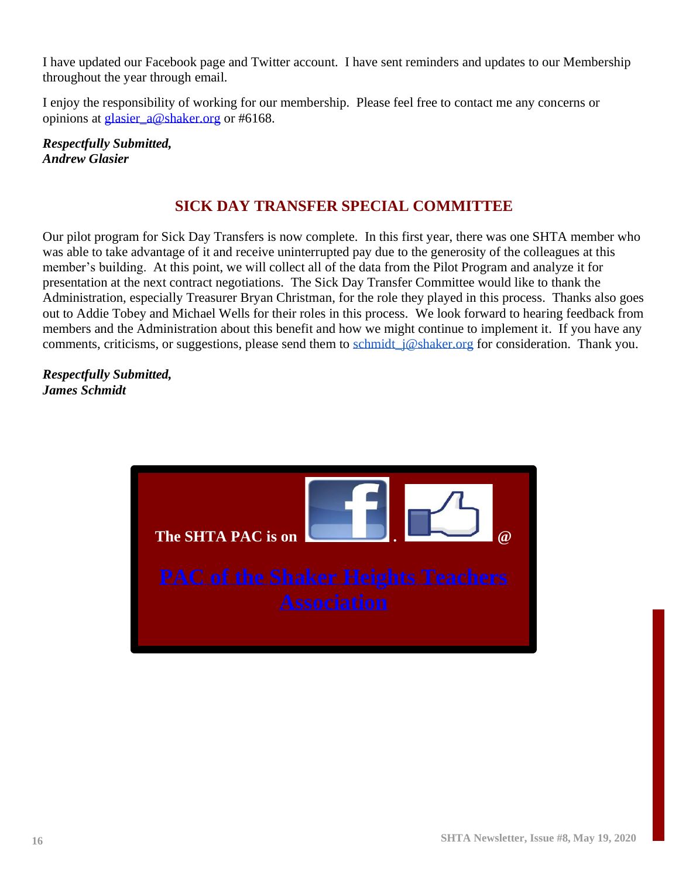I have updated our Facebook page and Twitter account. I have sent reminders and updates to our Membership throughout the year through email.

I enjoy the responsibility of working for our membership. Please feel free to contact me any concerns or opinions at glasier_a@shaker.org or #6168.

***Respectfully Submitted,***
***Andrew Glasier***

## SICK DAY TRANSFER SPECIAL COMMITTEE

Our pilot program for Sick Day Transfers is now complete. In this first year, there was one SHTA member who was able to take advantage of it and receive uninterrupted pay due to the generosity of the colleagues at this member's building. At this point, we will collect all of the data from the Pilot Program and analyze it for presentation at the next contract negotiations. The Sick Day Transfer Committee would like to thank the Administration, especially Treasurer Bryan Christman, for the role they played in this process. Thanks also goes out to Addie Tobey and Michael Wells for their roles in this process. We look forward to hearing feedback from members and the Administration about this benefit and how we might continue to implement it. If you have any comments, criticisms, or suggestions, please send them to schmidt_j@shaker.org for consideration. Thank you.

***Respectfully Submitted,***
***James Schmidt***

**The SHTA PAC is on . @**

**PAC of the Shaker Heights Teachers Association**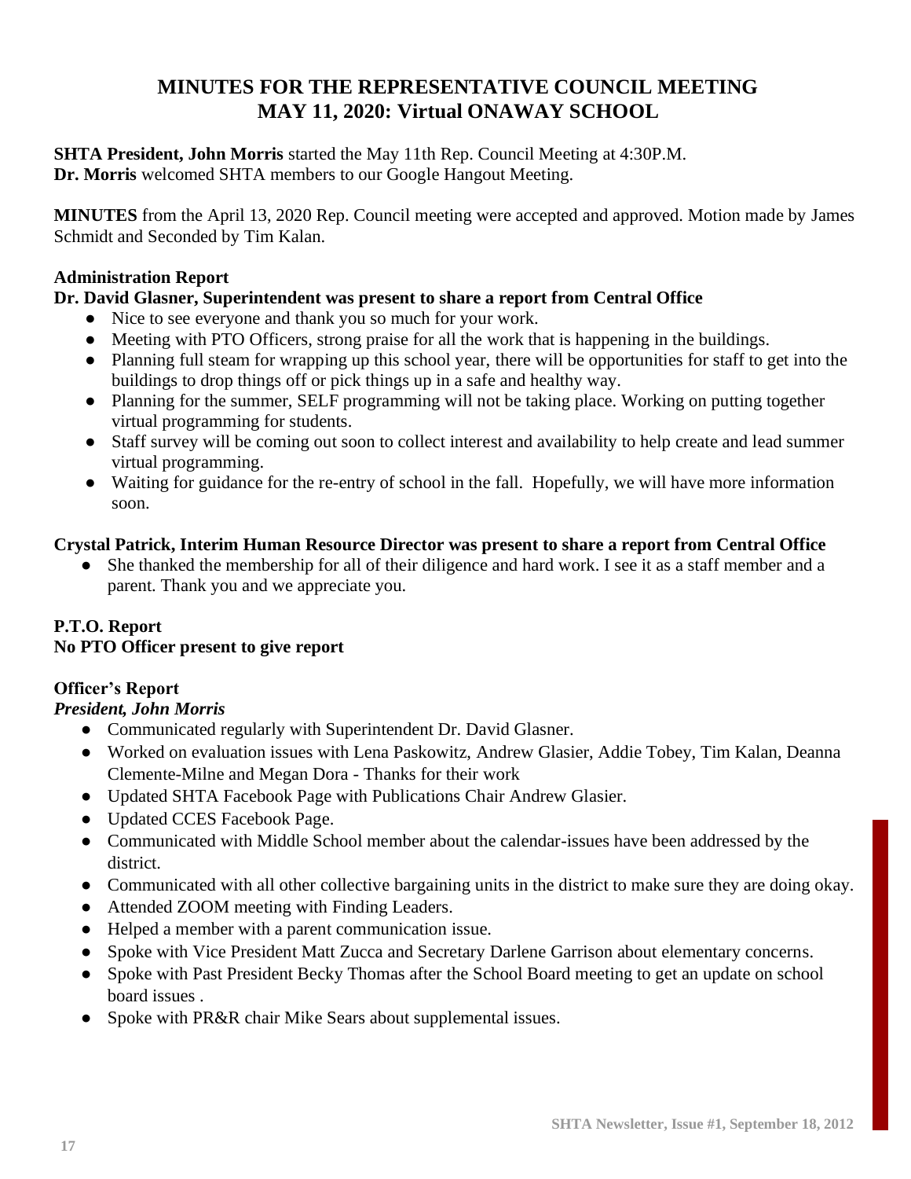# MINUTES FOR THE REPRESENTATIVE COUNCIL MEETING
# MAY 11, 2020: Virtual ONAWAY SCHOOL

**SHTA President, John Morris** started the May 11th Rep. Council Meeting at 4:30P.M.
**Dr. Morris** welcomed SHTA members to our Google Hangout Meeting.

**MINUTES** from the April 13, 2020 Rep. Council meeting were accepted and approved. Motion made by James Schmidt and Seconded by Tim Kalan.

**Administration Report**

**Dr. David Glasner, Superintendent was present to share a report from Central Office**

- Nice to see everyone and thank you so much for your work.
- Meeting with PTO Officers, strong praise for all the work that is happening in the buildings.
- Planning full steam for wrapping up this school year, there will be opportunities for staff to get into the buildings to drop things off or pick things up in a safe and healthy way.
- Planning for the summer, SELF programming will not be taking place. Working on putting together virtual programming for students.
- Staff survey will be coming out soon to collect interest and availability to help create and lead summer virtual programming.
- Waiting for guidance for the re-entry of school in the fall. Hopefully, we will have more information soon.

**Crystal Patrick, Interim Human Resource Director was present to share a report from Central Office**

- She thanked the membership for all of their diligence and hard work. I see it as a staff member and a parent. Thank you and we appreciate you.

**P.T.O. Report**
**No PTO Officer present to give report**

**Officer's Report**

***President, John Morris***

- Communicated regularly with Superintendent Dr. David Glasner.
- Worked on evaluation issues with Lena Paskowitz, Andrew Glasier, Addie Tobey, Tim Kalan, Deanna Clemente-Milne and Megan Dora - Thanks for their work
- Updated SHTA Facebook Page with Publications Chair Andrew Glasier.
- Updated CCES Facebook Page.
- Communicated with Middle School member about the calendar-issues have been addressed by the district.
- Communicated with all other collective bargaining units in the district to make sure they are doing okay.
- Attended ZOOM meeting with Finding Leaders.
- Helped a member with a parent communication issue.
- Spoke with Vice President Matt Zucca and Secretary Darlene Garrison about elementary concerns.
- Spoke with Past President Becky Thomas after the School Board meeting to get an update on school board issues .
- Spoke with PR&R chair Mike Sears about supplemental issues.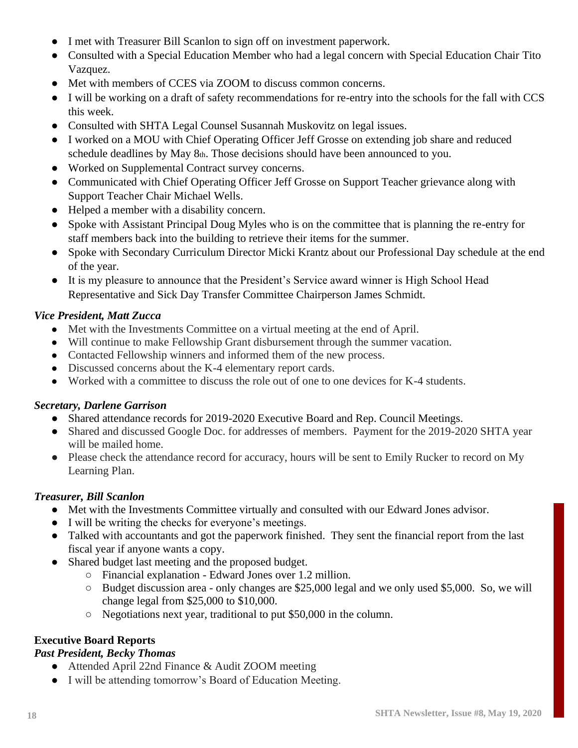- I met with Treasurer Bill Scanlon to sign off on investment paperwork.
- Consulted with a Special Education Member who had a legal concern with Special Education Chair Tito Vazquez.
- Met with members of CCES via ZOOM to discuss common concerns.
- I will be working on a draft of safety recommendations for re-entry into the schools for the fall with CCS this week.
- Consulted with SHTA Legal Counsel Susannah Muskovitz on legal issues.
- I worked on a MOU with Chief Operating Officer Jeff Grosse on extending job share and reduced schedule deadlines by May 8th. Those decisions should have been announced to you.
- Worked on Supplemental Contract survey concerns.
- Communicated with Chief Operating Officer Jeff Grosse on Support Teacher grievance along with Support Teacher Chair Michael Wells.
- Helped a member with a disability concern.
- Spoke with Assistant Principal Doug Myles who is on the committee that is planning the re-entry for staff members back into the building to retrieve their items for the summer.
- Spoke with Secondary Curriculum Director Micki Krantz about our Professional Day schedule at the end of the year.
- It is my pleasure to announce that the President's Service award winner is High School Head Representative and Sick Day Transfer Committee Chairperson James Schmidt.

***Vice President, Matt Zucca***

- Met with the Investments Committee on a virtual meeting at the end of April.
- Will continue to make Fellowship Grant disbursement through the summer vacation.
- Contacted Fellowship winners and informed them of the new process.
- Discussed concerns about the K-4 elementary report cards.
- Worked with a committee to discuss the role out of one to one devices for K-4 students.

***Secretary, Darlene Garrison***

- Shared attendance records for 2019-2020 Executive Board and Rep. Council Meetings.
- Shared and discussed Google Doc. for addresses of members. Payment for the 2019-2020 SHTA year will be mailed home.
- Please check the attendance record for accuracy, hours will be sent to Emily Rucker to record on My Learning Plan.

***Treasurer, Bill Scanlon***

- Met with the Investments Committee virtually and consulted with our Edward Jones advisor.
- I will be writing the checks for everyone's meetings.
- Talked with accountants and got the paperwork finished. They sent the financial report from the last fiscal year if anyone wants a copy.
- Shared budget last meeting and the proposed budget.
  - Financial explanation - Edward Jones over 1.2 million.
  - Budget discussion area - only changes are $25,000 legal and we only used $5,000. So, we will change legal from $25,000 to $10,000.
  - Negotiations next year, traditional to put $50,000 in the column.

**Executive Board Reports**

***Past President, Becky Thomas***

- Attended April 22nd Finance & Audit ZOOM meeting
- I will be attending tomorrow's Board of Education Meeting.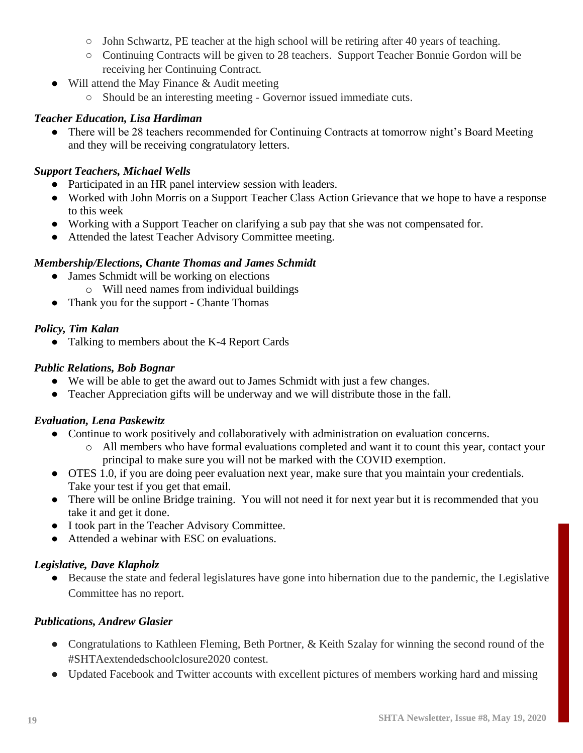- John Schwartz, PE teacher at the high school will be retiring after 40 years of teaching.
  - Continuing Contracts will be given to 28 teachers.  Support Teacher Bonnie Gordon will be receiving her Continuing Contract.
- Will attend the May Finance & Audit meeting
  - Should be an interesting meeting - Governor issued immediate cuts.

***Teacher Education, Lisa Hardiman***

- There will be 28 teachers recommended for Continuing Contracts at tomorrow night's Board Meeting and they will be receiving congratulatory letters.

***Support Teachers, Michael Wells***

- Participated in an HR panel interview session with leaders.
- Worked with John Morris on a Support Teacher Class Action Grievance that we hope to have a response to this week
- Working with a Support Teacher on clarifying a sub pay that she was not compensated for.
- Attended the latest Teacher Advisory Committee meeting.

***Membership/Elections, Chante Thomas and James Schmidt***

- James Schmidt will be working on elections
  - Will need names from individual buildings
- Thank you for the support - Chante Thomas

***Policy, Tim Kalan***

- Talking to members about the K-4 Report Cards

***Public Relations, Bob Bognar***

- We will be able to get the award out to James Schmidt with just a few changes.
- Teacher Appreciation gifts will be underway and we will distribute those in the fall.

***Evaluation, Lena Paskewitz***

- Continue to work positively and collaboratively with administration on evaluation concerns.
  - All members who have formal evaluations completed and want it to count this year, contact your principal to make sure you will not be marked with the COVID exemption.
- OTES 1.0, if you are doing peer evaluation next year, make sure that you maintain your credentials. Take your test if you get that email.
- There will be online Bridge training.  You will not need it for next year but it is recommended that you take it and get it done.
- I took part in the Teacher Advisory Committee.
- Attended a webinar with ESC on evaluations.

***Legislative, Dave Klapholz***

- Because the state and federal legislatures have gone into hibernation due to the pandemic, the Legislative Committee has no report.

***Publications, Andrew Glasier***

- Congratulations to Kathleen Fleming, Beth Portner, & Keith Szalay for winning the second round of the #SHTAextendedschoolclosure2020 contest.
- Updated Facebook and Twitter accounts with excellent pictures of members working hard and missing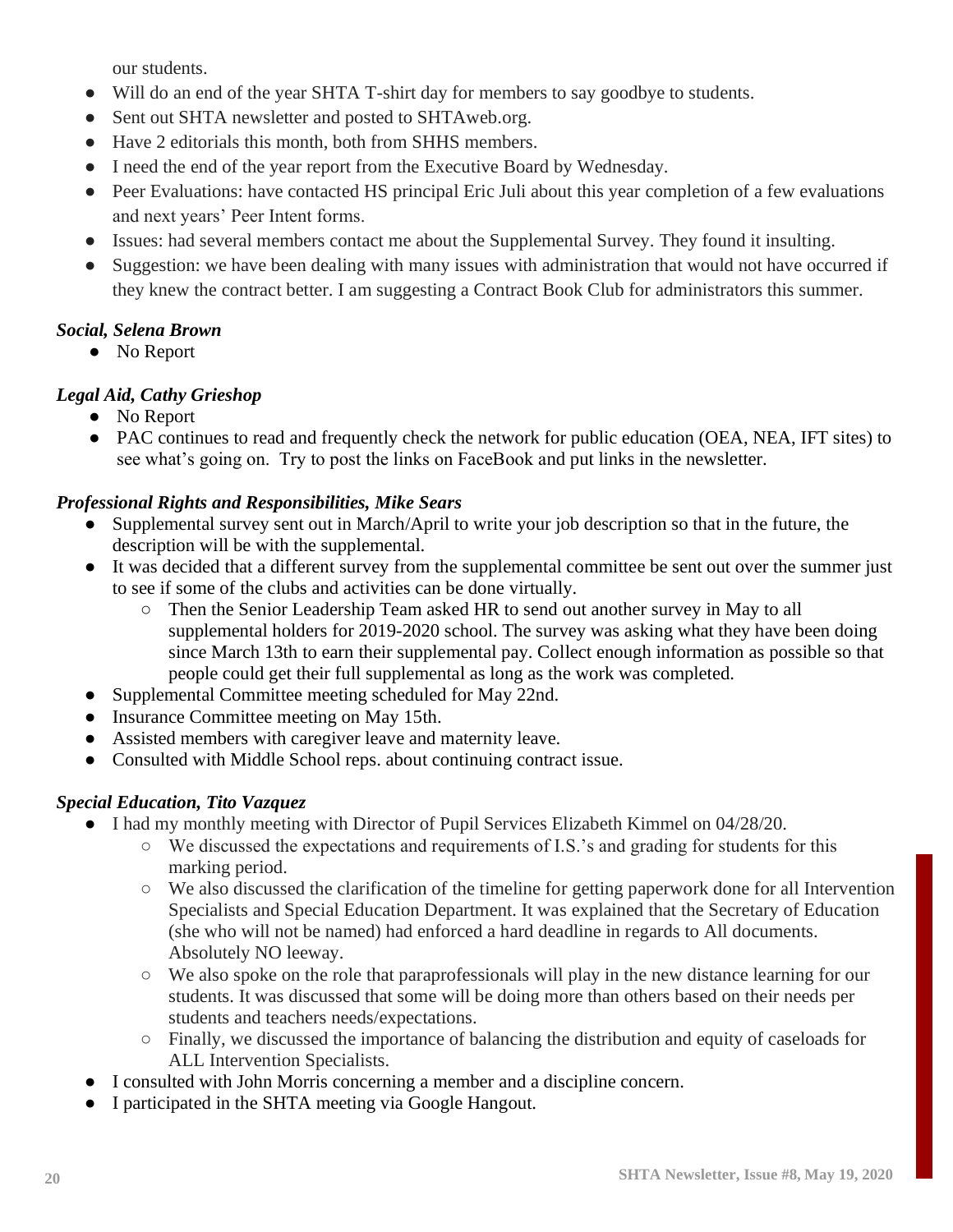our students.

- Will do an end of the year SHTA T-shirt day for members to say goodbye to students.
- Sent out SHTA newsletter and posted to SHTAweb.org.
- Have 2 editorials this month, both from SHHS members.
- I need the end of the year report from the Executive Board by Wednesday.
- Peer Evaluations: have contacted HS principal Eric Juli about this year completion of a few evaluations and next years' Peer Intent forms.
- Issues: had several members contact me about the Supplemental Survey. They found it insulting.
- Suggestion: we have been dealing with many issues with administration that would not have occurred if they knew the contract better. I am suggesting a Contract Book Club for administrators this summer.

***Social, Selena Brown***

- No Report

***Legal Aid, Cathy Grieshop***

- No Report
- PAC continues to read and frequently check the network for public education (OEA, NEA, IFT sites) to see what's going on. Try to post the links on FaceBook and put links in the newsletter.

***Professional Rights and Responsibilities, Mike Sears***

- Supplemental survey sent out in March/April to write your job description so that in the future, the description will be with the supplemental.
- It was decided that a different survey from the supplemental committee be sent out over the summer just to see if some of the clubs and activities can be done virtually.
    - Then the Senior Leadership Team asked HR to send out another survey in May to all supplemental holders for 2019-2020 school. The survey was asking what they have been doing since March 13th to earn their supplemental pay. Collect enough information as possible so that people could get their full supplemental as long as the work was completed.
- Supplemental Committee meeting scheduled for May 22nd.
- Insurance Committee meeting on May 15th.
- Assisted members with caregiver leave and maternity leave.
- Consulted with Middle School reps. about continuing contract issue.

***Special Education, Tito Vazquez***

- I had my monthly meeting with Director of Pupil Services Elizabeth Kimmel on 04/28/20.
    - We discussed the expectations and requirements of I.S.'s and grading for students for this marking period.
    - We also discussed the clarification of the timeline for getting paperwork done for all Intervention Specialists and Special Education Department. It was explained that the Secretary of Education (she who will not be named) had enforced a hard deadline in regards to All documents. Absolutely NO leeway.
    - We also spoke on the role that paraprofessionals will play in the new distance learning for our students. It was discussed that some will be doing more than others based on their needs per students and teachers needs/expectations.
    - Finally, we discussed the importance of balancing the distribution and equity of caseloads for ALL Intervention Specialists.
- I consulted with John Morris concerning a member and a discipline concern.
- I participated in the SHTA meeting via Google Hangout.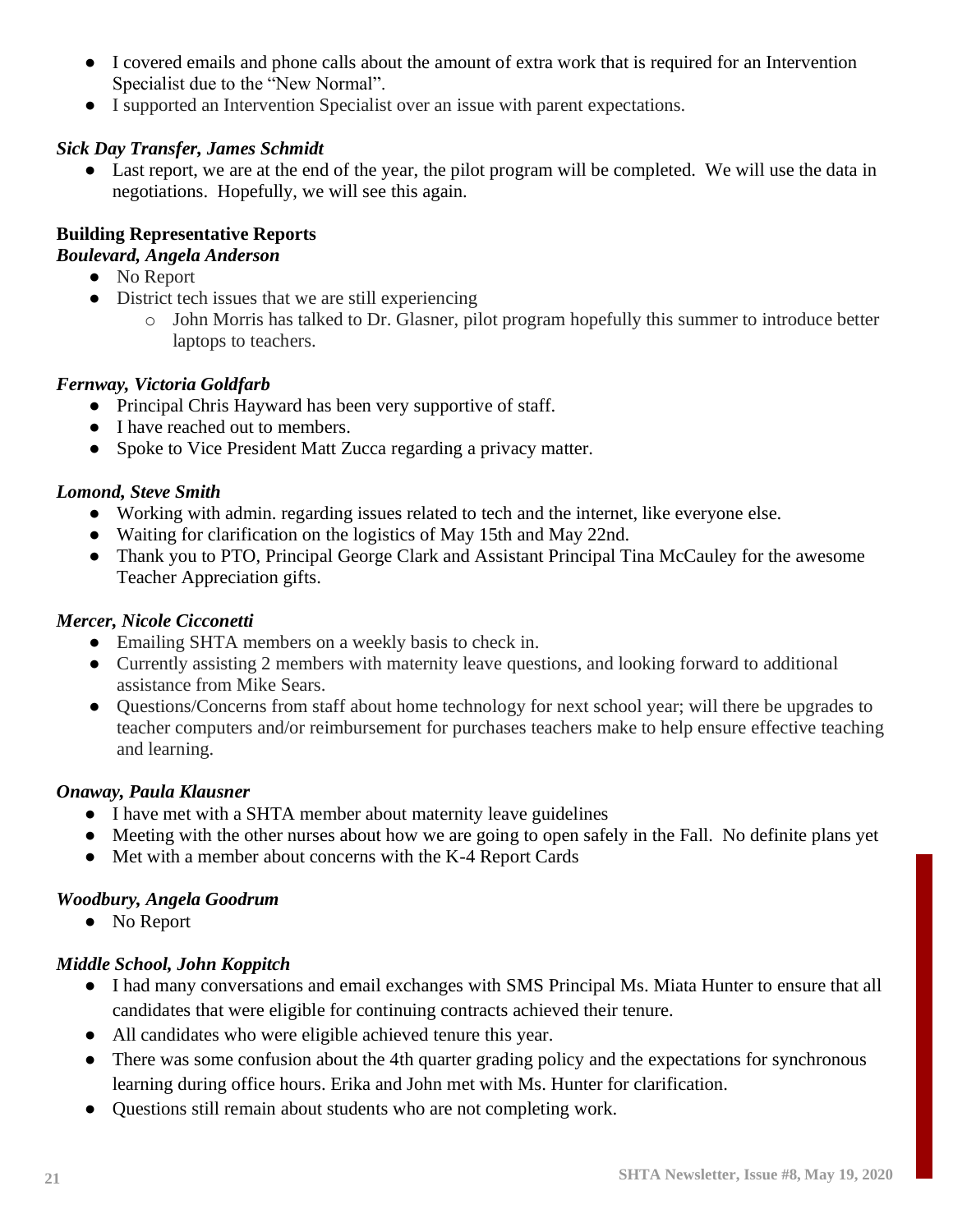- I covered emails and phone calls about the amount of extra work that is required for an Intervention Specialist due to the "New Normal".
- I supported an Intervention Specialist over an issue with parent expectations.

***Sick Day Transfer, James Schmidt***

- Last report, we are at the end of the year, the pilot program will be completed. We will use the data in negotiations. Hopefully, we will see this again.

**Building Representative Reports**

***Boulevard, Angela Anderson***

- No Report
- District tech issues that we are still experiencing
    - John Morris has talked to Dr. Glasner, pilot program hopefully this summer to introduce better laptops to teachers.

***Fernway, Victoria Goldfarb***

- Principal Chris Hayward has been very supportive of staff.
- I have reached out to members.
- Spoke to Vice President Matt Zucca regarding a privacy matter.

***Lomond, Steve Smith***

- Working with admin. regarding issues related to tech and the internet, like everyone else.
- Waiting for clarification on the logistics of May 15th and May 22nd.
- Thank you to PTO, Principal George Clark and Assistant Principal Tina McCauley for the awesome Teacher Appreciation gifts.

***Mercer, Nicole Cicconetti***

- Emailing SHTA members on a weekly basis to check in.
- Currently assisting 2 members with maternity leave questions, and looking forward to additional assistance from Mike Sears.
- Questions/Concerns from staff about home technology for next school year; will there be upgrades to teacher computers and/or reimbursement for purchases teachers make to help ensure effective teaching and learning.

***Onaway, Paula Klausner***

- I have met with a SHTA member about maternity leave guidelines
- Meeting with the other nurses about how we are going to open safely in the Fall. No definite plans yet
- Met with a member about concerns with the K-4 Report Cards

***Woodbury, Angela Goodrum***

- No Report

***Middle School, John Koppitch***

- I had many conversations and email exchanges with SMS Principal Ms. Miata Hunter to ensure that all candidates that were eligible for continuing contracts achieved their tenure.
- All candidates who were eligible achieved tenure this year.
- There was some confusion about the 4th quarter grading policy and the expectations for synchronous learning during office hours. Erika and John met with Ms. Hunter for clarification.
- Questions still remain about students who are not completing work.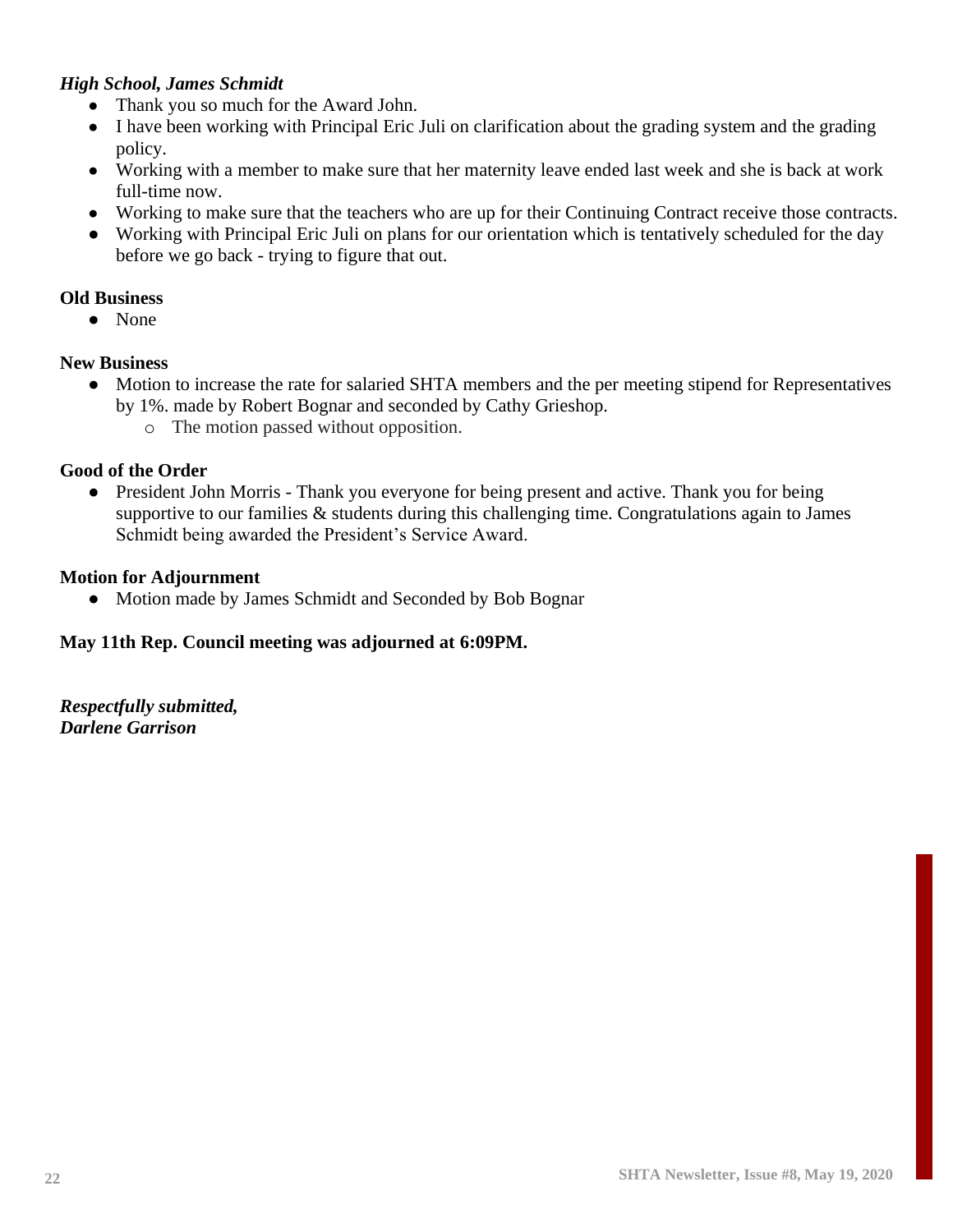***High School, James Schmidt***

- Thank you so much for the Award John.
- I have been working with Principal Eric Juli on clarification about the grading system and the grading policy.
- Working with a member to make sure that her maternity leave ended last week and she is back at work full-time now.
- Working to make sure that the teachers who are up for their Continuing Contract receive those contracts.
- Working with Principal Eric Juli on plans for our orientation which is tentatively scheduled for the day before we go back - trying to figure that out.

**Old Business**

- None

**New Business**

- Motion to increase the rate for salaried SHTA members and the per meeting stipend for Representatives by 1%. made by Robert Bognar and seconded by Cathy Grieshop.
  - The motion passed without opposition.

**Good of the Order**

- President John Morris - Thank you everyone for being present and active. Thank you for being supportive to our families & students during this challenging time. Congratulations again to James Schmidt being awarded the President's Service Award.

**Motion for Adjournment**

- Motion made by James Schmidt and Seconded by Bob Bognar

**May 11th Rep. Council meeting was adjourned at 6:09PM.**

***Respectfully submitted,***
***Darlene Garrison***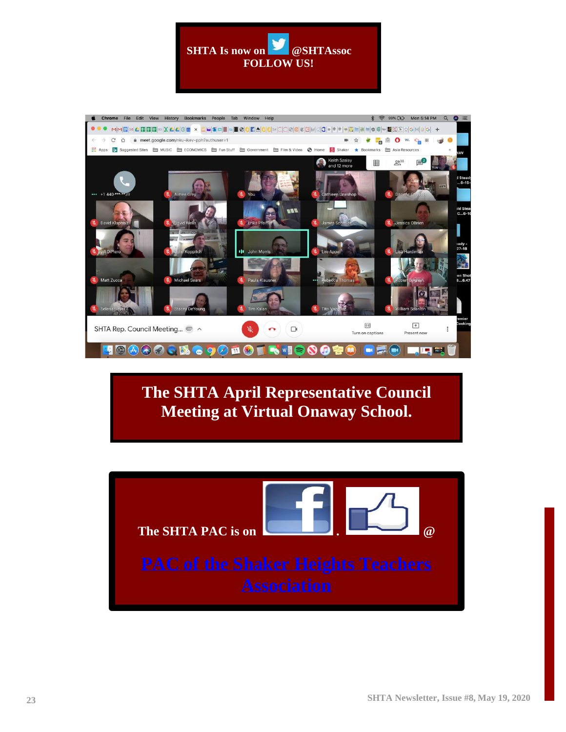**SHTA Is now on @SHTAssoc**
**FOLLOW US!**

**The SHTA April Representative Council Meeting at Virtual Onaway School.**

**The SHTA PAC is on . @**

**PAC of the Shaker Heights Teachers Association**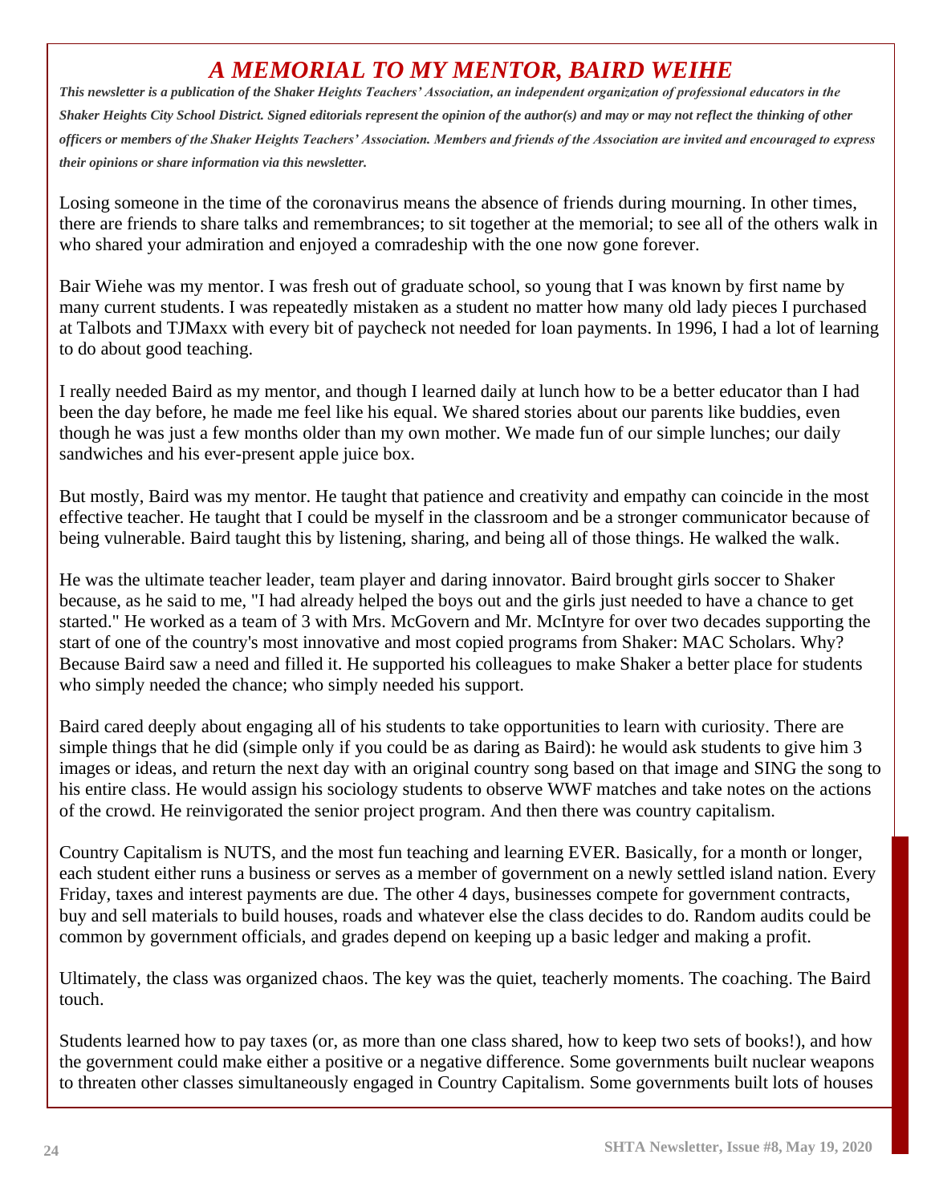# *A MEMORIAL TO MY MENTOR, BAIRD WEIHE*

***This newsletter is a publication of the Shaker Heights Teachers' Association, an independent organization of professional educators in the Shaker Heights City School District. Signed editorials represent the opinion of the author(s) and may or may not reflect the thinking of other officers or members of the Shaker Heights Teachers' Association. Members and friends of the Association are invited and encouraged to express their opinions or share information via this newsletter.***

Losing someone in the time of the coronavirus means the absence of friends during mourning. In other times, there are friends to share talks and remembrances; to sit together at the memorial; to see all of the others walk in who shared your admiration and enjoyed a comradeship with the one now gone forever.

Bair Wiehe was my mentor. I was fresh out of graduate school, so young that I was known by first name by many current students. I was repeatedly mistaken as a student no matter how many old lady pieces I purchased at Talbots and TJMaxx with every bit of paycheck not needed for loan payments. In 1996, I had a lot of learning to do about good teaching.

I really needed Baird as my mentor, and though I learned daily at lunch how to be a better educator than I had been the day before, he made me feel like his equal. We shared stories about our parents like buddies, even though he was just a few months older than my own mother. We made fun of our simple lunches; our daily sandwiches and his ever-present apple juice box.

But mostly, Baird was my mentor. He taught that patience and creativity and empathy can coincide in the most effective teacher. He taught that I could be myself in the classroom and be a stronger communicator because of being vulnerable. Baird taught this by listening, sharing, and being all of those things. He walked the walk.

He was the ultimate teacher leader, team player and daring innovator. Baird brought girls soccer to Shaker because, as he said to me, "I had already helped the boys out and the girls just needed to have a chance to get started." He worked as a team of 3 with Mrs. McGovern and Mr. McIntyre for over two decades supporting the start of one of the country's most innovative and most copied programs from Shaker: MAC Scholars. Why? Because Baird saw a need and filled it. He supported his colleagues to make Shaker a better place for students who simply needed the chance; who simply needed his support.

Baird cared deeply about engaging all of his students to take opportunities to learn with curiosity. There are simple things that he did (simple only if you could be as daring as Baird): he would ask students to give him 3 images or ideas, and return the next day with an original country song based on that image and SING the song to his entire class. He would assign his sociology students to observe WWF matches and take notes on the actions of the crowd. He reinvigorated the senior project program. And then there was country capitalism.

Country Capitalism is NUTS, and the most fun teaching and learning EVER. Basically, for a month or longer, each student either runs a business or serves as a member of government on a newly settled island nation. Every Friday, taxes and interest payments are due. The other 4 days, businesses compete for government contracts, buy and sell materials to build houses, roads and whatever else the class decides to do. Random audits could be common by government officials, and grades depend on keeping up a basic ledger and making a profit.

Ultimately, the class was organized chaos. The key was the quiet, teacherly moments. The coaching. The Baird touch.

Students learned how to pay taxes (or, as more than one class shared, how to keep two sets of books!), and how the government could make either a positive or a negative difference. Some governments built nuclear weapons to threaten other classes simultaneously engaged in Country Capitalism. Some governments built lots of houses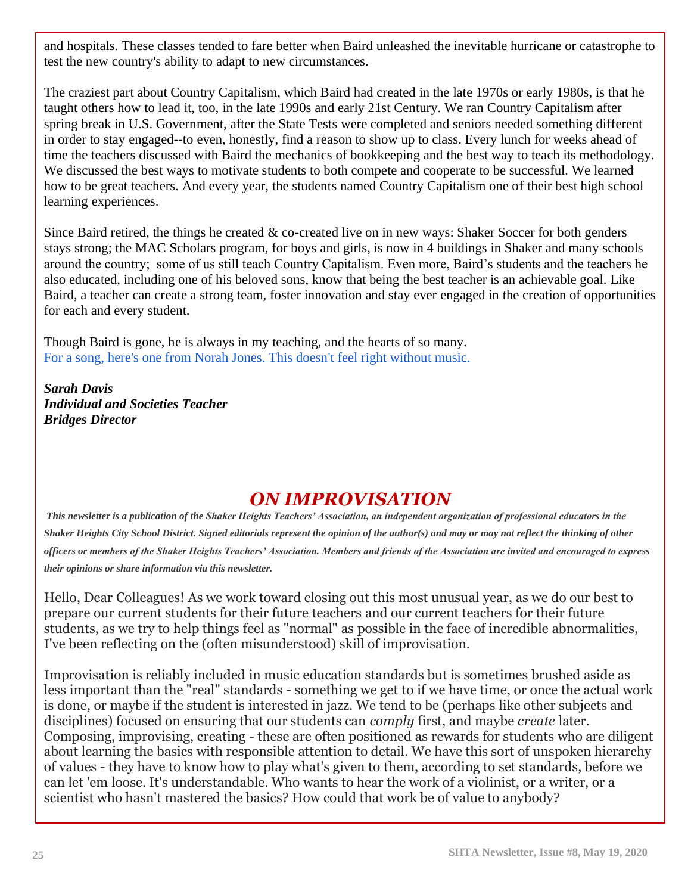and hospitals. These classes tended to fare better when Baird unleashed the inevitable hurricane or catastrophe to test the new country's ability to adapt to new circumstances.

The craziest part about Country Capitalism, which Baird had created in the late 1970s or early 1980s, is that he taught others how to lead it, too, in the late 1990s and early 21st Century. We ran Country Capitalism after spring break in U.S. Government, after the State Tests were completed and seniors needed something different in order to stay engaged--to even, honestly, find a reason to show up to class. Every lunch for weeks ahead of time the teachers discussed with Baird the mechanics of bookkeeping and the best way to teach its methodology. We discussed the best ways to motivate students to both compete and cooperate to be successful. We learned how to be great teachers. And every year, the students named Country Capitalism one of their best high school learning experiences.

Since Baird retired, the things he created & co-created live on in new ways: Shaker Soccer for both genders stays strong; the MAC Scholars program, for boys and girls, is now in 4 buildings in Shaker and many schools around the country; some of us still teach Country Capitalism. Even more, Baird's students and the teachers he also educated, including one of his beloved sons, know that being the best teacher is an achievable goal. Like Baird, a teacher can create a strong team, foster innovation and stay ever engaged in the creation of opportunities for each and every student.

Though Baird is gone, he is always in my teaching, and the hearts of so many.
For a song, here's one from Norah Jones. This doesn't feel right without music.

***Sarah Davis***
***Individual and Societies Teacher***
***Bridges Director***

## *ON IMPROVISATION*

***This newsletter is a publication of the Shaker Heights Teachers' Association, an independent organization of professional educators in the Shaker Heights City School District. Signed editorials represent the opinion of the author(s) and may or may not reflect the thinking of other officers or members of the Shaker Heights Teachers' Association. Members and friends of the Association are invited and encouraged to express their opinions or share information via this newsletter.***

Hello, Dear Colleagues! As we work toward closing out this most unusual year, as we do our best to prepare our current students for their future teachers and our current teachers for their future students, as we try to help things feel as "normal" as possible in the face of incredible abnormalities, I've been reflecting on the (often misunderstood) skill of improvisation.

Improvisation is reliably included in music education standards but is sometimes brushed aside as less important than the "real" standards - something we get to if we have time, or once the actual work is done, or maybe if the student is interested in jazz. We tend to be (perhaps like other subjects and disciplines) focused on ensuring that our students can *comply* first, and maybe *create* later. Composing, improvising, creating - these are often positioned as rewards for students who are diligent about learning the basics with responsible attention to detail. We have this sort of unspoken hierarchy of values - they have to know how to play what's given to them, according to set standards, before we can let 'em loose. It's understandable. Who wants to hear the work of a violinist, or a writer, or a scientist who hasn't mastered the basics? How could that work be of value to anybody?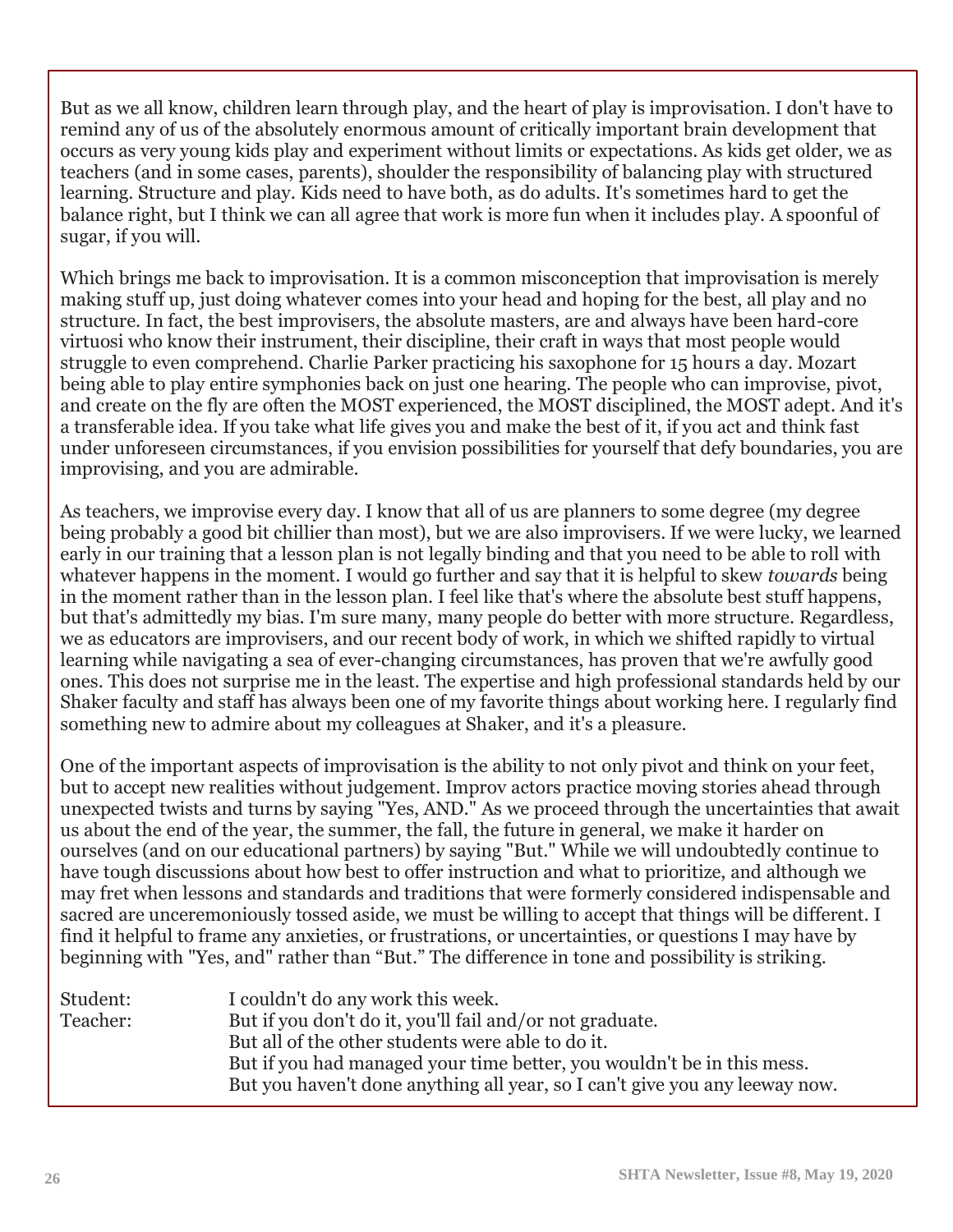But as we all know, children learn through play, and the heart of play is improvisation. I don't have to remind any of us of the absolutely enormous amount of critically important brain development that occurs as very young kids play and experiment without limits or expectations. As kids get older, we as teachers (and in some cases, parents), shoulder the responsibility of balancing play with structured learning. Structure and play. Kids need to have both, as do adults. It's sometimes hard to get the balance right, but I think we can all agree that work is more fun when it includes play. A spoonful of sugar, if you will.

Which brings me back to improvisation. It is a common misconception that improvisation is merely making stuff up, just doing whatever comes into your head and hoping for the best, all play and no structure. In fact, the best improvisers, the absolute masters, are and always have been hard-core virtuosi who know their instrument, their discipline, their craft in ways that most people would struggle to even comprehend. Charlie Parker practicing his saxophone for 15 hours a day. Mozart being able to play entire symphonies back on just one hearing. The people who can improvise, pivot, and create on the fly are often the MOST experienced, the MOST disciplined, the MOST adept. And it's a transferable idea. If you take what life gives you and make the best of it, if you act and think fast under unforeseen circumstances, if you envision possibilities for yourself that defy boundaries, you are improvising, and you are admirable.

As teachers, we improvise every day. I know that all of us are planners to some degree (my degree being probably a good bit chillier than most), but we are also improvisers. If we were lucky, we learned early in our training that a lesson plan is not legally binding and that you need to be able to roll with whatever happens in the moment. I would go further and say that it is helpful to skew *towards* being in the moment rather than in the lesson plan. I feel like that's where the absolute best stuff happens, but that's admittedly my bias. I'm sure many, many people do better with more structure. Regardless, we as educators are improvisers, and our recent body of work, in which we shifted rapidly to virtual learning while navigating a sea of ever-changing circumstances, has proven that we're awfully good ones. This does not surprise me in the least. The expertise and high professional standards held by our Shaker faculty and staff has always been one of my favorite things about working here. I regularly find something new to admire about my colleagues at Shaker, and it's a pleasure.

One of the important aspects of improvisation is the ability to not only pivot and think on your feet, but to accept new realities without judgement. Improv actors practice moving stories ahead through unexpected twists and turns by saying "Yes, AND." As we proceed through the uncertainties that await us about the end of the year, the summer, the fall, the future in general, we make it harder on ourselves (and on our educational partners) by saying "But." While we will undoubtedly continue to have tough discussions about how best to offer instruction and what to prioritize, and although we may fret when lessons and standards and traditions that were formerly considered indispensable and sacred are unceremoniously tossed aside, we must be willing to accept that things will be different. I find it helpful to frame any anxieties, or frustrations, or uncertainties, or questions I may have by beginning with "Yes, and" rather than "But." The difference in tone and possibility is striking.

Student: I couldn't do any work this week.

Teacher: But if you don't do it, you'll fail and/or not graduate.
But all of the other students were able to do it.
But if you had managed your time better, you wouldn't be in this mess.
But you haven't done anything all year, so I can't give you any leeway now.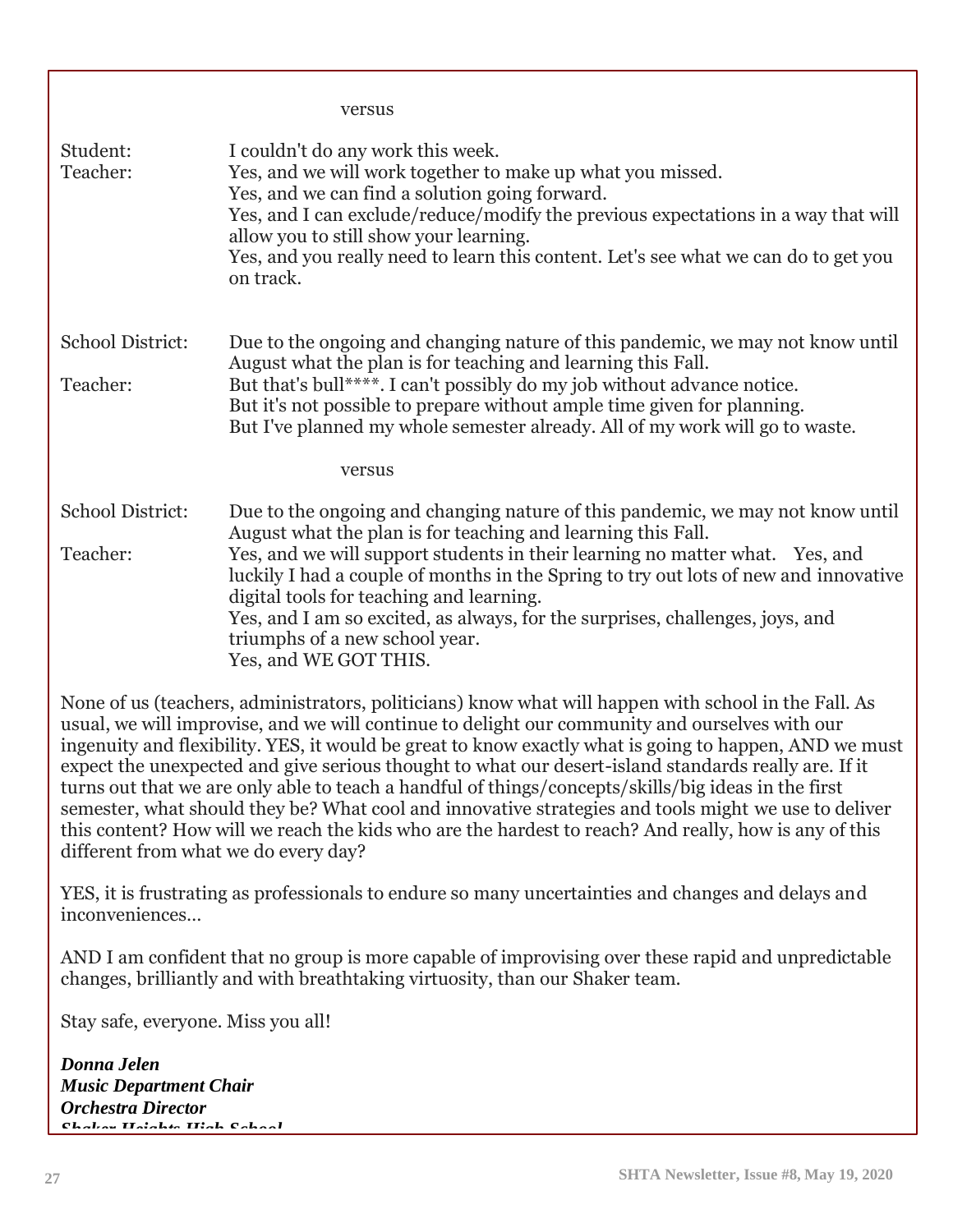versus

| | |
|---|---|
| Student: | I couldn't do any work this week. |
| Teacher: | Yes, and we will work together to make up what you missed.<br>Yes, and we can find a solution going forward.<br>Yes, and I can exclude/reduce/modify the previous expectations in a way that will allow you to still show your learning.<br>Yes, and you really need to learn this content. Let's see what we can do to get you on track. |
| School District: | Due to the ongoing and changing nature of this pandemic, we may not know until August what the plan is for teaching and learning this Fall. |
| Teacher: | But that's bull****. I can't possibly do my job without advance notice.<br>But it's not possible to prepare without ample time given for planning.<br>But I've planned my whole semester already. All of my work will go to waste. |

versus

| | |
|---|---|
| School District: | Due to the ongoing and changing nature of this pandemic, we may not know until August what the plan is for teaching and learning this Fall. |
| Teacher: | Yes, and we will support students in their learning no matter what. Yes, and luckily I had a couple of months in the Spring to try out lots of new and innovative digital tools for teaching and learning.<br>Yes, and I am so excited, as always, for the surprises, challenges, joys, and triumphs of a new school year.<br>Yes, and WE GOT THIS. |

None of us (teachers, administrators, politicians) know what will happen with school in the Fall. As usual, we will improvise, and we will continue to delight our community and ourselves with our ingenuity and flexibility. YES, it would be great to know exactly what is going to happen, AND we must expect the unexpected and give serious thought to what our desert-island standards really are. If it turns out that we are only able to teach a handful of things/concepts/skills/big ideas in the first semester, what should they be? What cool and innovative strategies and tools might we use to deliver this content? How will we reach the kids who are the hardest to reach? And really, how is any of this different from what we do every day?

YES, it is frustrating as professionals to endure so many uncertainties and changes and delays and inconveniences…

AND I am confident that no group is more capable of improvising over these rapid and unpredictable changes, brilliantly and with breathtaking virtuosity, than our Shaker team.

Stay safe, everyone. Miss you all!

***Donna Jelen***
***Music Department Chair***
***Orchestra Director***
***Shaker Heights High School***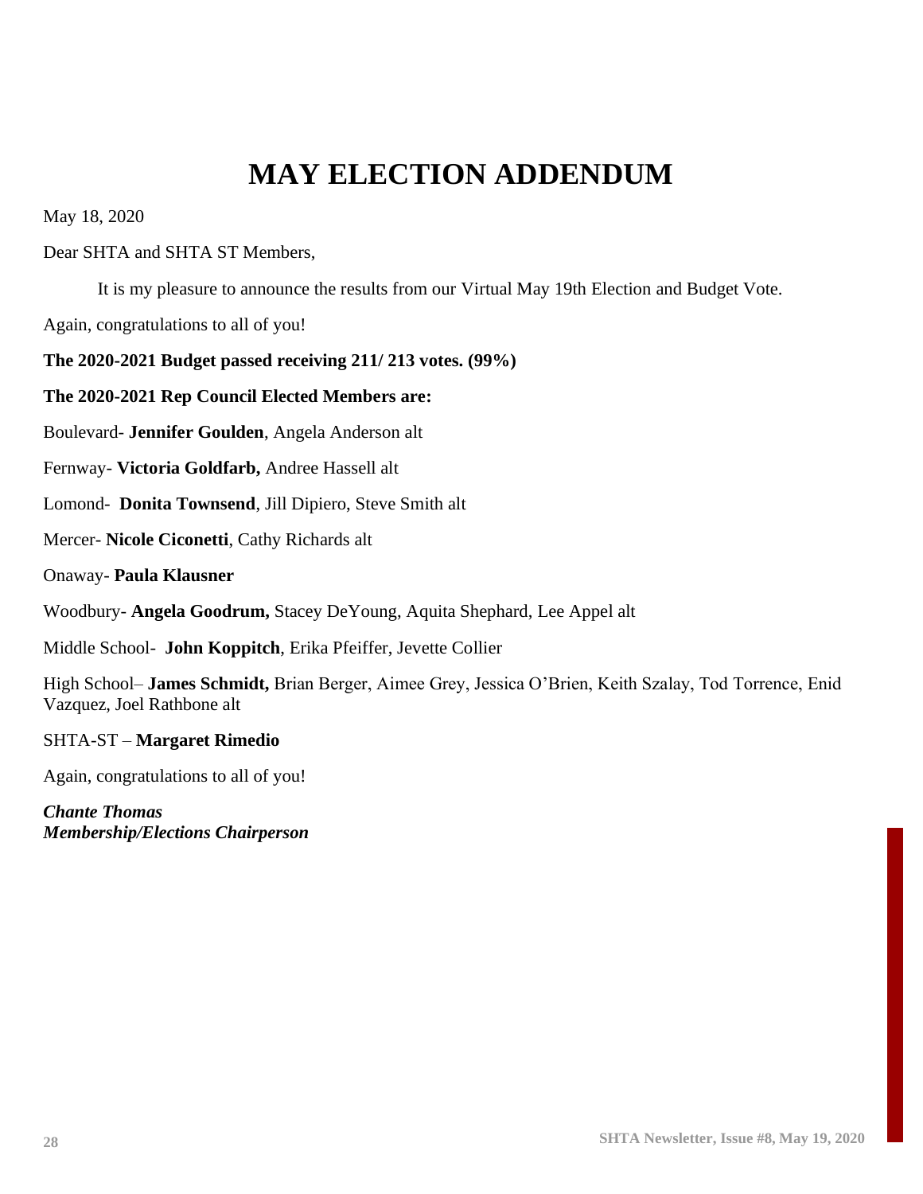# MAY ELECTION ADDENDUM

May 18, 2020

Dear SHTA and SHTA ST Members,

It is my pleasure to announce the results from our Virtual May 19th Election and Budget Vote.

Again, congratulations to all of you!

**The 2020-2021 Budget passed receiving 211/ 213 votes. (99%)**

**The 2020-2021 Rep Council Elected Members are:**

Boulevard- **Jennifer Goulden**, Angela Anderson alt

Fernway- **Victoria Goldfarb,** Andree Hassell alt

Lomond- **Donita Townsend**, Jill Dipiero, Steve Smith alt

Mercer- **Nicole Ciconetti**, Cathy Richards alt

Onaway- **Paula Klausner**

Woodbury- **Angela Goodrum,** Stacey DeYoung, Aquita Shephard, Lee Appel alt

Middle School- **John Koppitch**, Erika Pfeiffer, Jevette Collier

High School– **James Schmidt,** Brian Berger, Aimee Grey, Jessica O'Brien, Keith Szalay, Tod Torrence, Enid Vazquez, Joel Rathbone alt

SHTA-ST – **Margaret Rimedio**

Again, congratulations to all of you!

***Chante Thomas***
***Membership/Elections Chairperson***